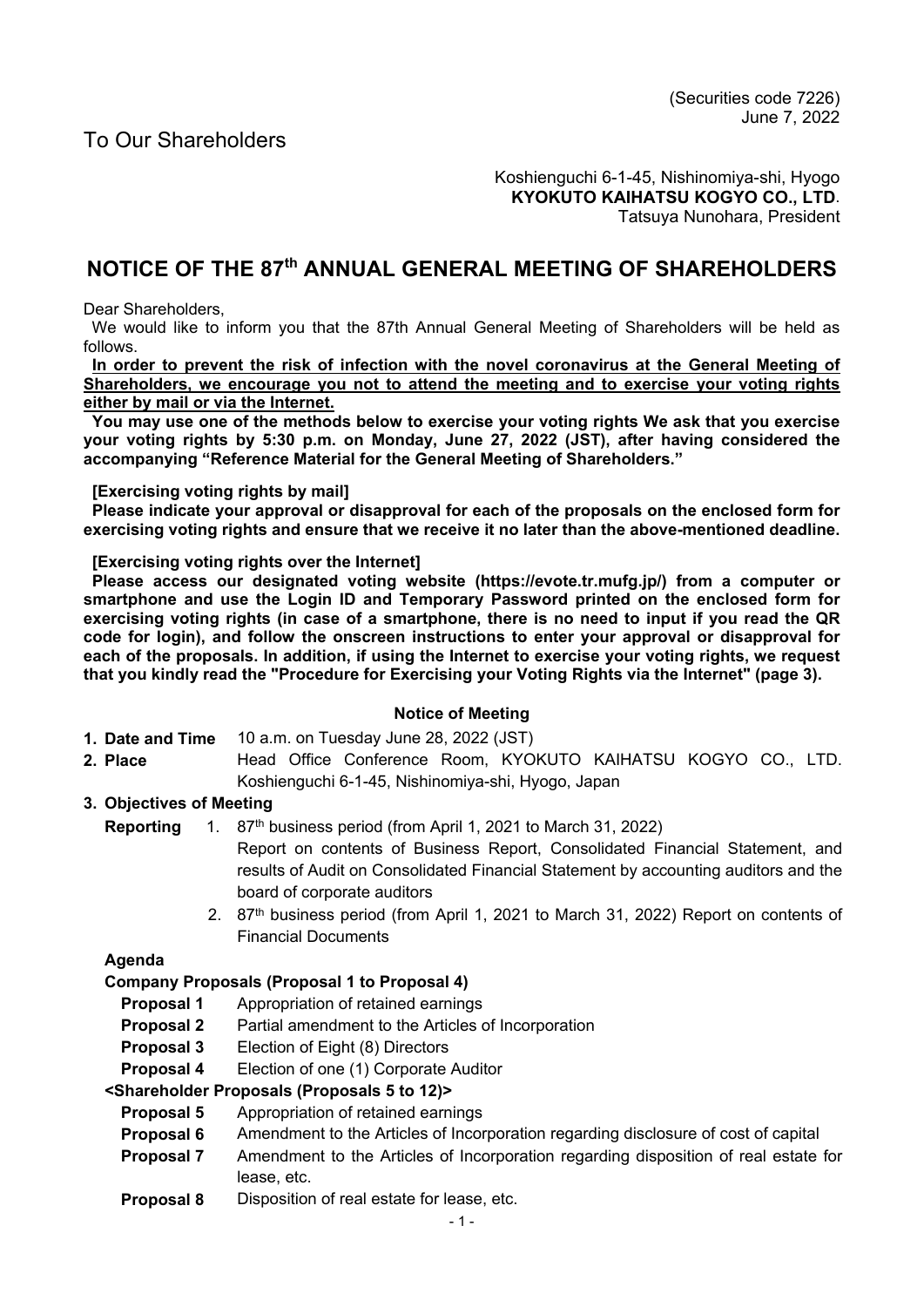(Securities code 7226)
June 7, 2022

To Our Shareholders

Koshienguchi 6-1-45, Nishinomiya-shi, Hyogo
**KYOKUTO KAIHATSU KOGYO CO., LTD**.
Tatsuya Nunohara, President

# NOTICE OF THE 87th ANNUAL GENERAL MEETING OF SHAREHOLDERS

Dear Shareholders,

We would like to inform you that the 87th Annual General Meeting of Shareholders will be held as follows.

**In order to prevent the risk of infection with the novel coronavirus at the General Meeting of Shareholders, we encourage you not to attend the meeting and to exercise your voting rights either by mail or via the Internet.**

**You may use one of the methods below to exercise your voting rights We ask that you exercise your voting rights by 5:30 p.m. on Monday, June 27, 2022 (JST), after having considered the accompanying "Reference Material for the General Meeting of Shareholders."**

**[Exercising voting rights by mail]**

**Please indicate your approval or disapproval for each of the proposals on the enclosed form for exercising voting rights and ensure that we receive it no later than the above-mentioned deadline.**

**[Exercising voting rights over the Internet]**

**Please access our designated voting website (https://evote.tr.mufg.jp/) from a computer or smartphone and use the Login ID and Temporary Password printed on the enclosed form for exercising voting rights (in case of a smartphone, there is no need to input if you read the QR code for login), and follow the onscreen instructions to enter your approval or disapproval for each of the proposals. In addition, if using the Internet to exercise your voting rights, we request that you kindly read the "Procedure for Exercising your Voting Rights via the Internet" (page 3).**

**Notice of Meeting**

**1. Date and Time** 10 a.m. on Tuesday June 28, 2022 (JST)

**2. Place** Head Office Conference Room, KYOKUTO KAIHATSU KOGYO CO., LTD. Koshienguchi 6-1-45, Nishinomiya-shi, Hyogo, Japan

**3. Objectives of Meeting**

**Reporting**

1. 87th business period (from April 1, 2021 to March 31, 2022) Report on contents of Business Report, Consolidated Financial Statement, and results of Audit on Consolidated Financial Statement by accounting auditors and the board of corporate auditors
2. 87th business period (from April 1, 2021 to March 31, 2022) Report on contents of Financial Documents

**Agenda**

**Company Proposals (Proposal 1 to Proposal 4)**

- **Proposal 1** Appropriation of retained earnings
- **Proposal 2** Partial amendment to the Articles of Incorporation
- **Proposal 3** Election of Eight (8) Directors
- **Proposal 4** Election of one (1) Corporate Auditor

**<Shareholder Proposals (Proposals 5 to 12)>**

- **Proposal 5** Appropriation of retained earnings
- **Proposal 6** Amendment to the Articles of Incorporation regarding disclosure of cost of capital
- **Proposal 7** Amendment to the Articles of Incorporation regarding disposition of real estate for lease, etc.
- **Proposal 8** Disposition of real estate for lease, etc.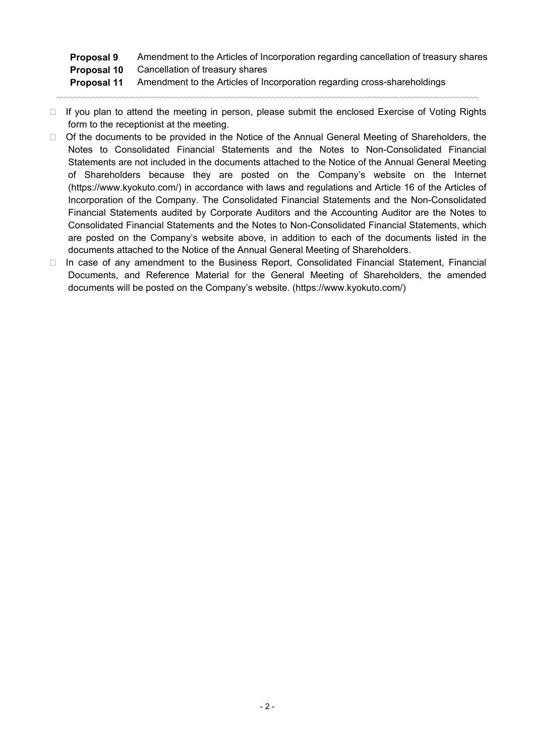| | |
|---|---|
| **Proposal 9** | Amendment to the Articles of Incorporation regarding cancellation of treasury shares |
| **Proposal 10** | Cancellation of treasury shares |
| **Proposal 11** | Amendment to the Articles of Incorporation regarding cross-shareholdings |

- If you plan to attend the meeting in person, please submit the enclosed Exercise of Voting Rights form to the receptionist at the meeting.
- Of the documents to be provided in the Notice of the Annual General Meeting of Shareholders, the Notes to Consolidated Financial Statements and the Notes to Non-Consolidated Financial Statements are not included in the documents attached to the Notice of the Annual General Meeting of Shareholders because they are posted on the Company's website on the Internet (https://www.kyokuto.com/) in accordance with laws and regulations and Article 16 of the Articles of Incorporation of the Company. The Consolidated Financial Statements and the Non-Consolidated Financial Statements audited by Corporate Auditors and the Accounting Auditor are the Notes to Consolidated Financial Statements and the Notes to Non-Consolidated Financial Statements, which are posted on the Company's website above, in addition to each of the documents listed in the documents attached to the Notice of the Annual General Meeting of Shareholders.
- In case of any amendment to the Business Report, Consolidated Financial Statement, Financial Documents, and Reference Material for the General Meeting of Shareholders, the amended documents will be posted on the Company's website. (https://www.kyokuto.com/)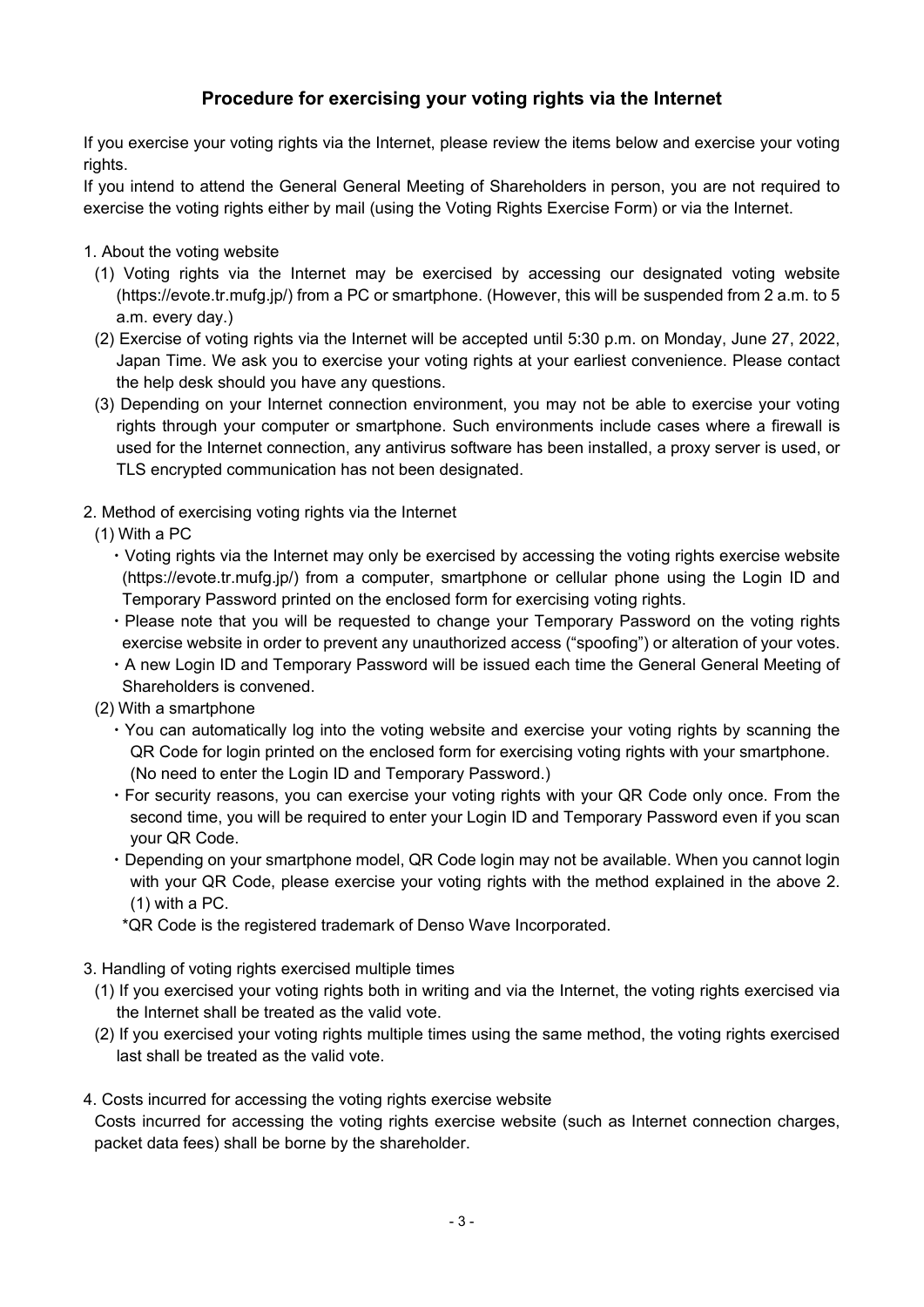# Procedure for exercising your voting rights via the Internet

If you exercise your voting rights via the Internet, please review the items below and exercise your voting rights.

If you intend to attend the General General Meeting of Shareholders in person, you are not required to exercise the voting rights either by mail (using the Voting Rights Exercise Form) or via the Internet.

1. About the voting website
   (1) Voting rights via the Internet may be exercised by accessing our designated voting website (https://evote.tr.mufg.jp/) from a PC or smartphone. (However, this will be suspended from 2 a.m. to 5 a.m. every day.)
   (2) Exercise of voting rights via the Internet will be accepted until 5:30 p.m. on Monday, June 27, 2022, Japan Time. We ask you to exercise your voting rights at your earliest convenience. Please contact the help desk should you have any questions.
   (3) Depending on your Internet connection environment, you may not be able to exercise your voting rights through your computer or smartphone. Such environments include cases where a firewall is used for the Internet connection, any antivirus software has been installed, a proxy server is used, or TLS encrypted communication has not been designated.

2. Method of exercising voting rights via the Internet
   (1) With a PC
   - Voting rights via the Internet may only be exercised by accessing the voting rights exercise website (https://evote.tr.mufg.jp/) from a computer, smartphone or cellular phone using the Login ID and Temporary Password printed on the enclosed form for exercising voting rights.
   - Please note that you will be requested to change your Temporary Password on the voting rights exercise website in order to prevent any unauthorized access ("spoofing") or alteration of your votes.
   - A new Login ID and Temporary Password will be issued each time the General General Meeting of Shareholders is convened.

   (2) With a smartphone
   - You can automatically log into the voting website and exercise your voting rights by scanning the QR Code for login printed on the enclosed form for exercising voting rights with your smartphone. (No need to enter the Login ID and Temporary Password.)
   - For security reasons, you can exercise your voting rights with your QR Code only once. From the second time, you will be required to enter your Login ID and Temporary Password even if you scan your QR Code.
   - Depending on your smartphone model, QR Code login may not be available. When you cannot login with your QR Code, please exercise your voting rights with the method explained in the above 2. (1) with a PC.

   *QR Code is the registered trademark of Denso Wave Incorporated.

3. Handling of voting rights exercised multiple times
   (1) If you exercised your voting rights both in writing and via the Internet, the voting rights exercised via the Internet shall be treated as the valid vote.
   (2) If you exercised your voting rights multiple times using the same method, the voting rights exercised last shall be treated as the valid vote.

4. Costs incurred for accessing the voting rights exercise website

   Costs incurred for accessing the voting rights exercise website (such as Internet connection charges, packet data fees) shall be borne by the shareholder.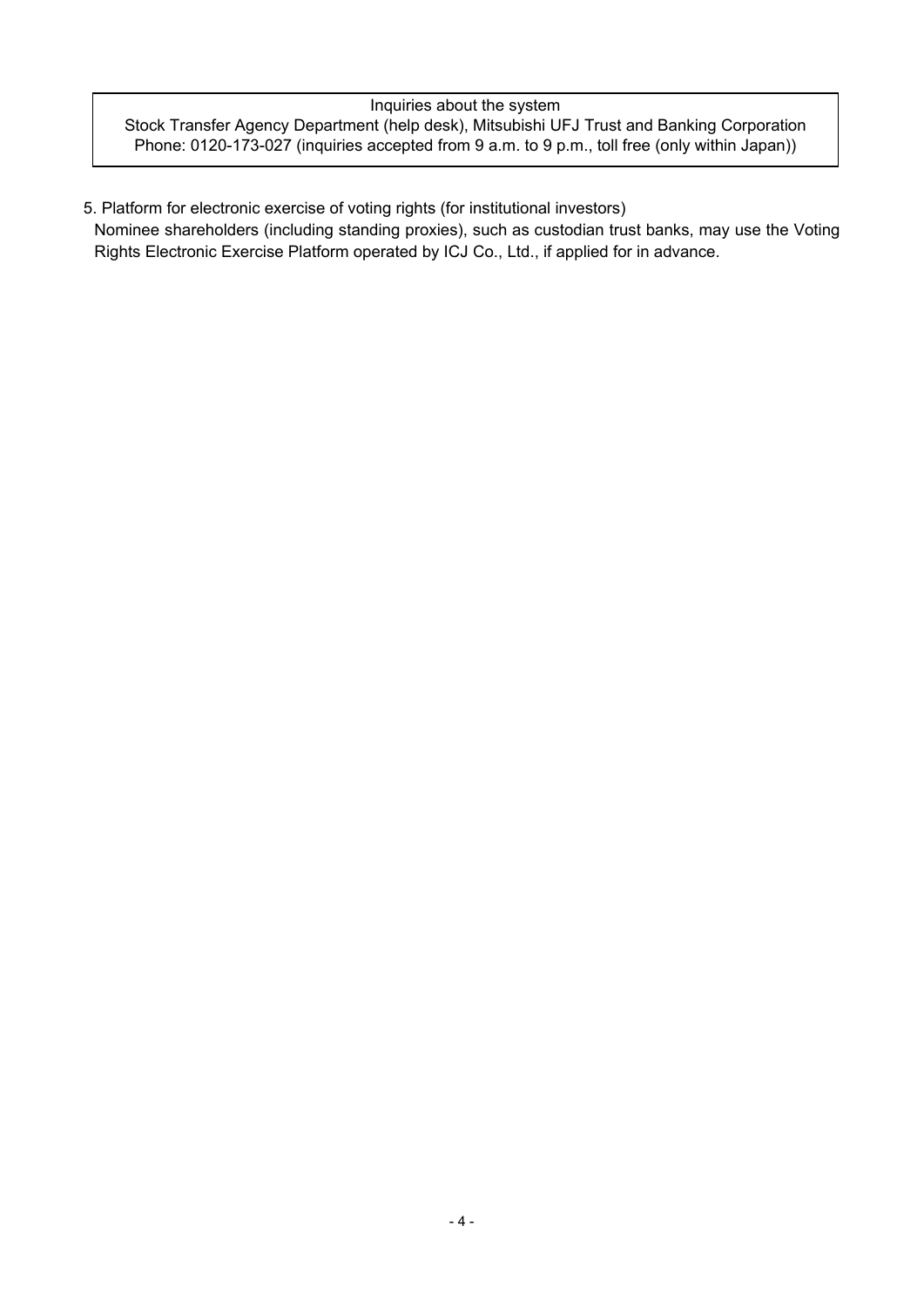Inquiries about the system
Stock Transfer Agency Department (help desk), Mitsubishi UFJ Trust and Banking Corporation
Phone: 0120-173-027 (inquiries accepted from 9 a.m. to 9 p.m., toll free (only within Japan))

5. Platform for electronic exercise of voting rights (for institutional investors)
   Nominee shareholders (including standing proxies), such as custodian trust banks, may use the Voting Rights Electronic Exercise Platform operated by ICJ Co., Ltd., if applied for in advance.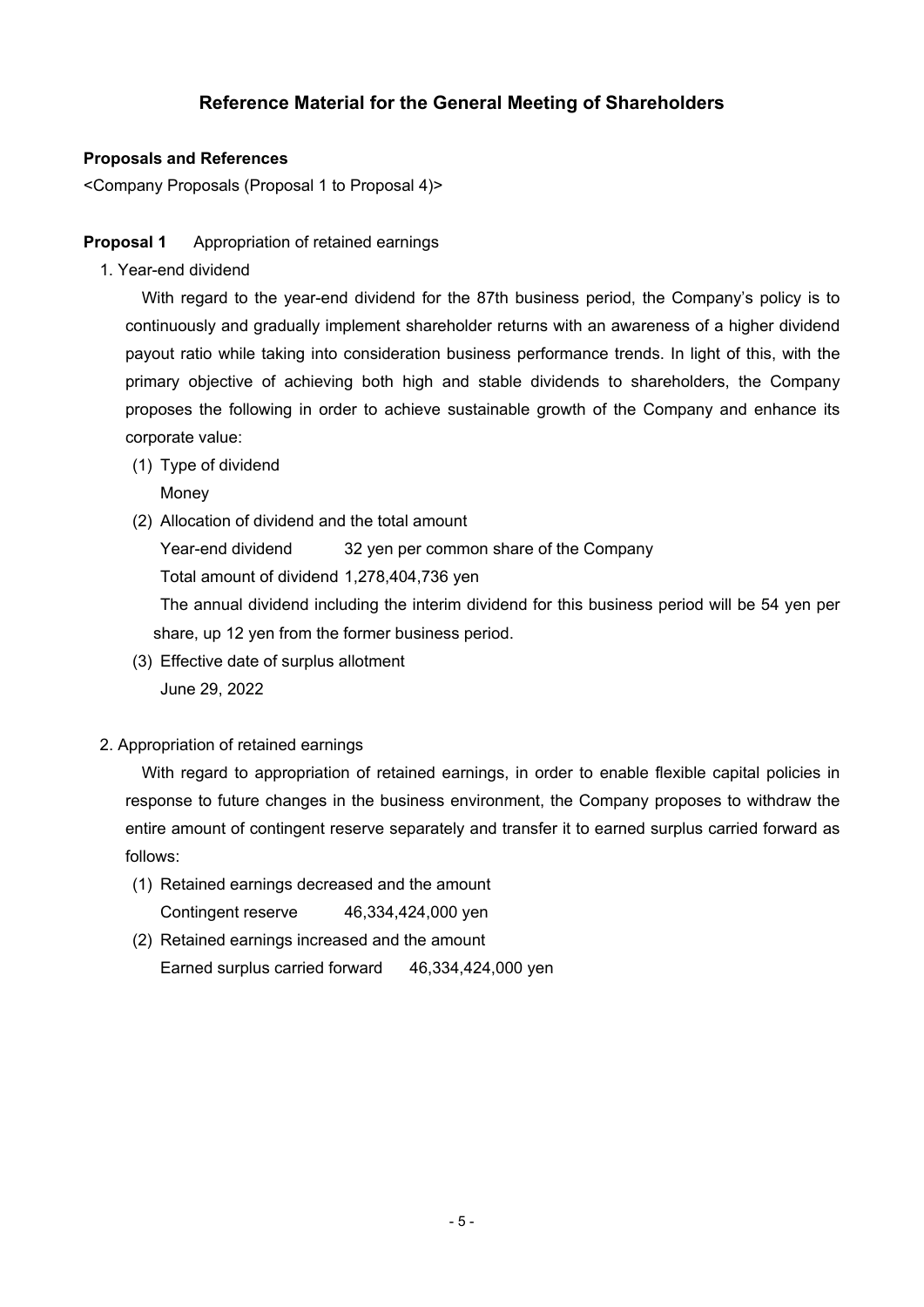# Reference Material for the General Meeting of Shareholders

**Proposals and References**

<Company Proposals (Proposal 1 to Proposal 4)>

**Proposal 1** Appropriation of retained earnings

1. Year-end dividend

   With regard to the year-end dividend for the 87th business period, the Company's policy is to continuously and gradually implement shareholder returns with an awareness of a higher dividend payout ratio while taking into consideration business performance trends. In light of this, with the primary objective of achieving both high and stable dividends to shareholders, the Company proposes the following in order to achieve sustainable growth of the Company and enhance its corporate value:

   (1) Type of dividend

   Money

   (2) Allocation of dividend and the total amount

   Year-end dividend 32 yen per common share of the Company

   Total amount of dividend 1,278,404,736 yen

   The annual dividend including the interim dividend for this business period will be 54 yen per share, up 12 yen from the former business period.

   (3) Effective date of surplus allotment

   June 29, 2022

2. Appropriation of retained earnings

   With regard to appropriation of retained earnings, in order to enable flexible capital policies in response to future changes in the business environment, the Company proposes to withdraw the entire amount of contingent reserve separately and transfer it to earned surplus carried forward as follows:

   (1) Retained earnings decreased and the amount

   Contingent reserve 46,334,424,000 yen

   (2) Retained earnings increased and the amount

   Earned surplus carried forward 46,334,424,000 yen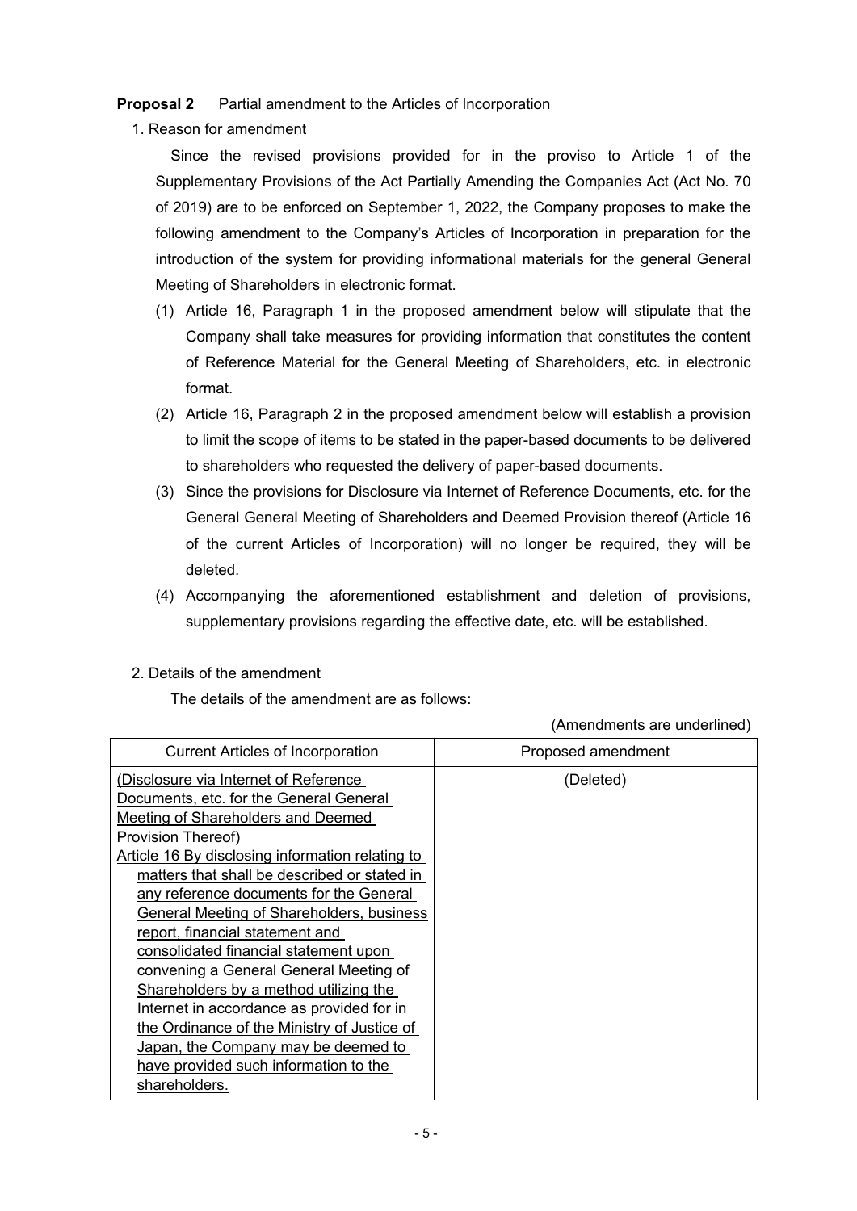**Proposal 2** Partial amendment to the Articles of Incorporation

1. Reason for amendment

Since the revised provisions provided for in the proviso to Article 1 of the Supplementary Provisions of the Act Partially Amending the Companies Act (Act No. 70 of 2019) are to be enforced on September 1, 2022, the Company proposes to make the following amendment to the Company's Articles of Incorporation in preparation for the introduction of the system for providing informational materials for the general General Meeting of Shareholders in electronic format.

(1) Article 16, Paragraph 1 in the proposed amendment below will stipulate that the Company shall take measures for providing information that constitutes the content of Reference Material for the General Meeting of Shareholders, etc. in electronic format.

(2) Article 16, Paragraph 2 in the proposed amendment below will establish a provision to limit the scope of items to be stated in the paper-based documents to be delivered to shareholders who requested the delivery of paper-based documents.

(3) Since the provisions for Disclosure via Internet of Reference Documents, etc. for the General General Meeting of Shareholders and Deemed Provision thereof (Article 16 of the current Articles of Incorporation) will no longer be required, they will be deleted.

(4) Accompanying the aforementioned establishment and deletion of provisions, supplementary provisions regarding the effective date, etc. will be established.

2. Details of the amendment

The details of the amendment are as follows:

(Amendments are underlined)

| Current Articles of Incorporation | Proposed amendment |
|---|---|
| <u>(Disclosure via Internet of Reference Documents, etc. for the General General Meeting of Shareholders and Deemed Provision Thereof)</u><br><u>Article 16 By disclosing information relating to matters that shall be described or stated in any reference documents for the General General Meeting of Shareholders, business report, financial statement and consolidated financial statement upon convening a General General Meeting of Shareholders by a method utilizing the Internet in accordance as provided for in the Ordinance of the Ministry of Justice of Japan, the Company may be deemed to have provided such information to the shareholders.</u> | (Deleted) |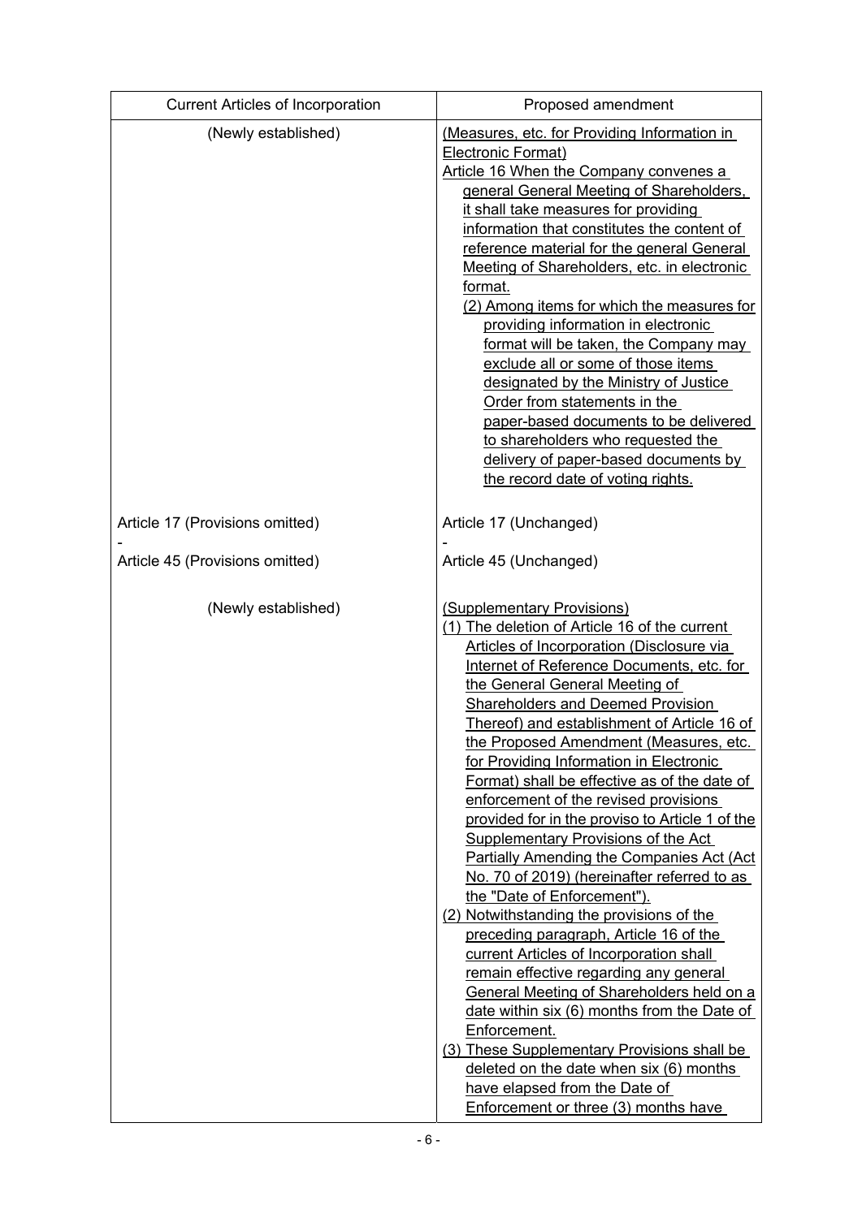| Current Articles of Incorporation | Proposed amendment |
| --- | --- |
| (Newly established) | <u>(Measures, etc. for Providing Information in Electronic Format)</u><br><u>Article 16 When the Company convenes a general General Meeting of Shareholders, it shall take measures for providing information that constitutes the content of reference material for the general General Meeting of Shareholders, etc. in electronic format.</u><br><u>(2) Among items for which the measures for providing information in electronic format will be taken, the Company may exclude all or some of those items designated by the Ministry of Justice Order from statements in the paper-based documents to be delivered to shareholders who requested the delivery of paper-based documents by the record date of voting rights.</u> |
| Article 17 (Provisions omitted)<br>-<br>Article 45 (Provisions omitted) | Article 17 (Unchanged)<br>-<br>Article 45 (Unchanged) |
| (Newly established) | <u>(Supplementary Provisions)</u><br><u>(1) The deletion of Article 16 of the current Articles of Incorporation (Disclosure via Internet of Reference Documents, etc. for the General General Meeting of Shareholders and Deemed Provision Thereof) and establishment of Article 16 of the Proposed Amendment (Measures, etc. for Providing Information in Electronic Format) shall be effective as of the date of enforcement of the revised provisions provided for in the proviso to Article 1 of the Supplementary Provisions of the Act Partially Amending the Companies Act (Act No. 70 of 2019) (hereinafter referred to as the "Date of Enforcement").</u><br><u>(2) Notwithstanding the provisions of the preceding paragraph, Article 16 of the current Articles of Incorporation shall remain effective regarding any general General Meeting of Shareholders held on a date within six (6) months from the Date of Enforcement.</u><br><u>(3) These Supplementary Provisions shall be deleted on the date when six (6) months have elapsed from the Date of Enforcement or three (3) months have</u> |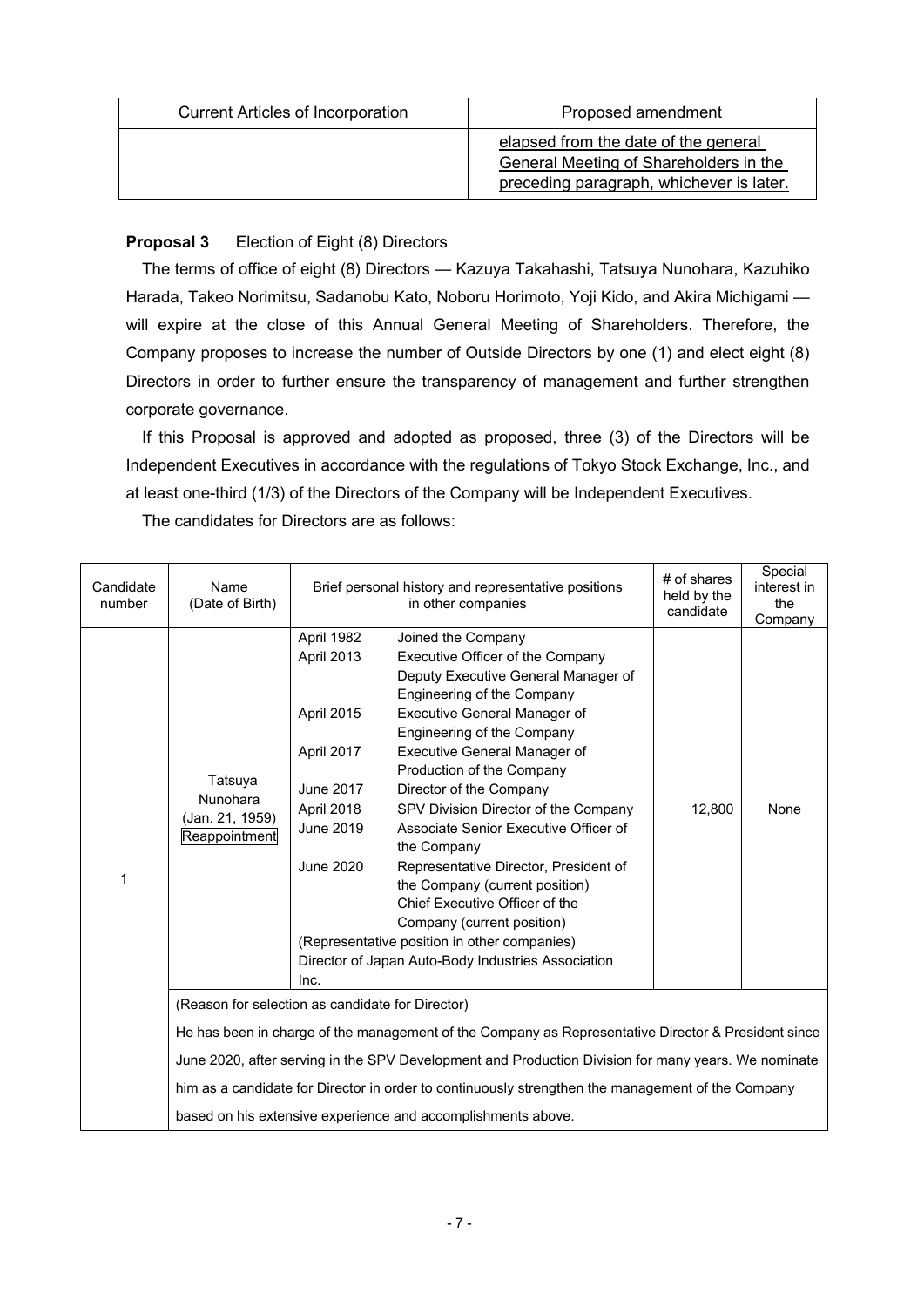| Current Articles of Incorporation | Proposed amendment |
|---|---|
| | elapsed from the date of the general General Meeting of Shareholders in the preceding paragraph, whichever is later. |

**Proposal 3** Election of Eight (8) Directors

The terms of office of eight (8) Directors — Kazuya Takahashi, Tatsuya Nunohara, Kazuhiko Harada, Takeo Norimitsu, Sadanobu Kato, Noboru Horimoto, Yoji Kido, and Akira Michigami — will expire at the close of this Annual General Meeting of Shareholders. Therefore, the Company proposes to increase the number of Outside Directors by one (1) and elect eight (8) Directors in order to further ensure the transparency of management and further strengthen corporate governance.

If this Proposal is approved and adopted as proposed, three (3) of the Directors will be Independent Executives in accordance with the regulations of Tokyo Stock Exchange, Inc., and at least one-third (1/3) of the Directors of the Company will be Independent Executives.

The candidates for Directors are as follows:

| Candidate number | Name (Date of Birth) | Brief personal history and representative positions in other companies | # of shares held by the candidate | Special interest in the Company |
|---|---|---|---|---|
| 1 | Tatsuya Nunohara (Jan. 21, 1959) Reappointment | April 1982 Joined the Company<br>April 2013 Executive Officer of the Company<br>Deputy Executive General Manager of Engineering of the Company<br>April 2015 Executive General Manager of Engineering of the Company<br>April 2017 Executive General Manager of Production of the Company<br>June 2017 Director of the Company<br>April 2018 SPV Division Director of the Company<br>June 2019 Associate Senior Executive Officer of the Company<br>June 2020 Representative Director, President of the Company (current position)<br>Chief Executive Officer of the Company (current position)<br>(Representative position in other companies)<br>Director of Japan Auto-Body Industries Association Inc. | 12,800 | None |
| | (Reason for selection as candidate for Director)<br>He has been in charge of the management of the Company as Representative Director & President since June 2020, after serving in the SPV Development and Production Division for many years. We nominate him as a candidate for Director in order to continuously strengthen the management of the Company based on his extensive experience and accomplishments above. | | | |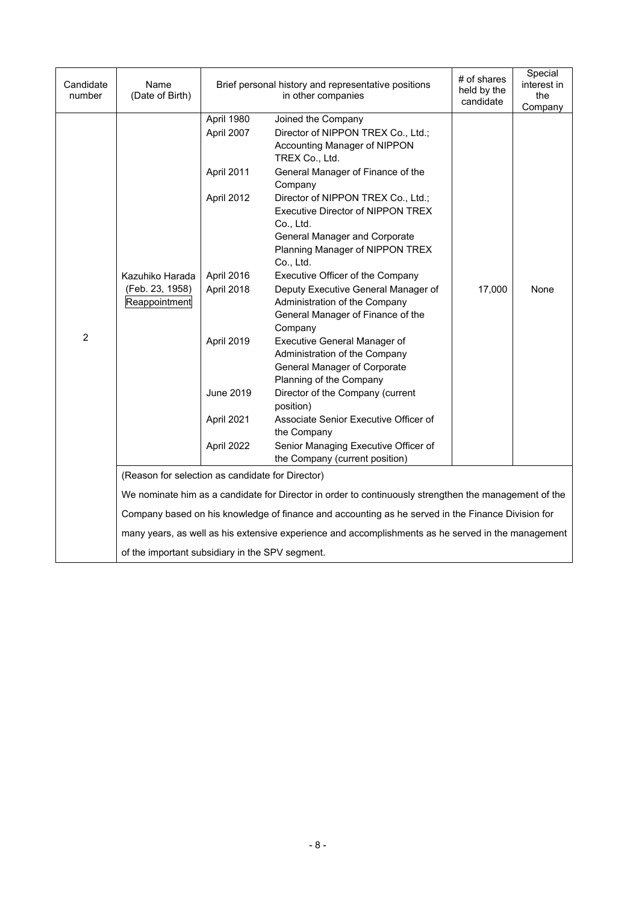| Candidate number | Name (Date of Birth) | Brief personal history and representative positions in other companies | | # of shares held by the candidate | Special interest in the Company |
|---|---|---|---|---|---|
| 2 | Kazuhiko Harada (Feb. 23, 1958) Reappointment | April 1980 | Joined the Company | 17,000 | None |
| | | April 2007 | Director of NIPPON TREX Co., Ltd.; Accounting Manager of NIPPON TREX Co., Ltd. | | |
| | | April 2011 | General Manager of Finance of the Company | | |
| | | April 2012 | Director of NIPPON TREX Co., Ltd.; Executive Director of NIPPON TREX Co., Ltd. General Manager and Corporate Planning Manager of NIPPON TREX Co., Ltd. | | |
| | | April 2016 | Executive Officer of the Company | | |
| | | April 2018 | Deputy Executive General Manager of Administration of the Company General Manager of Finance of the Company | | |
| | | April 2019 | Executive General Manager of Administration of the Company General Manager of Corporate Planning of the Company | | |
| | | June 2019 | Director of the Company (current position) | | |
| | | April 2021 | Associate Senior Executive Officer of the Company | | |
| | | April 2022 | Senior Managing Executive Officer of the Company (current position) | | |
| | (Reason for selection as candidate for Director) We nominate him as a candidate for Director in order to continuously strengthen the management of the Company based on his knowledge of finance and accounting as he served in the Finance Division for many years, as well as his extensive experience and accomplishments as he served in the management of the important subsidiary in the SPV segment. | | | | |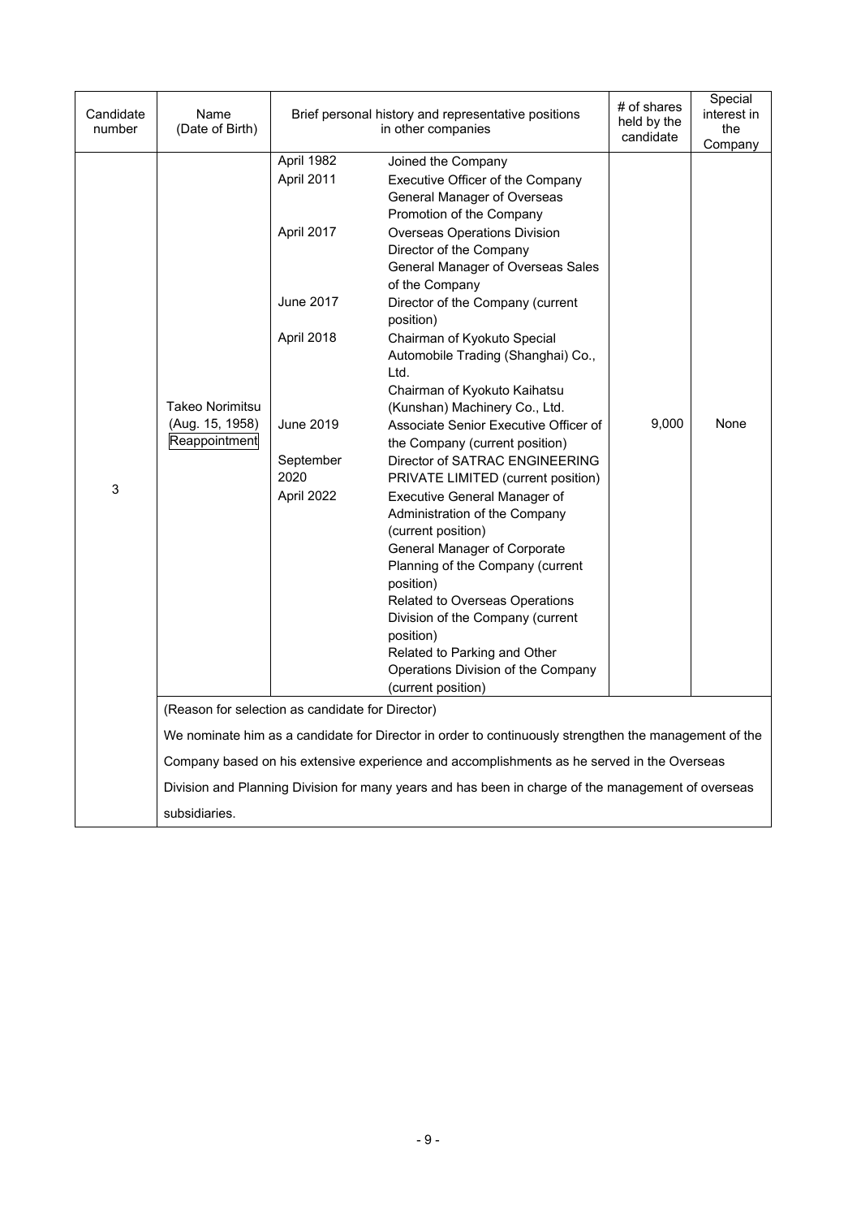| Candidate number | Name (Date of Birth) | Brief personal history and representative positions in other companies | | # of shares held by the candidate | Special interest in the Company |
|---|---|---|---|---|---|
| 3 | Takeo Norimitsu (Aug. 15, 1958) Reappointment | April 1982 | Joined the Company | 9,000 | None |
| | | April 2011 | Executive Officer of the Company<br>General Manager of Overseas Promotion of the Company | | |
| | | April 2017 | Overseas Operations Division Director of the Company<br>General Manager of Overseas Sales of the Company | | |
| | | June 2017 | Director of the Company (current position) | | |
| | | April 2018 | Chairman of Kyokuto Special Automobile Trading (Shanghai) Co., Ltd.<br>Chairman of Kyokuto Kaihatsu (Kunshan) Machinery Co., Ltd. | | |
| | | June 2019 | Associate Senior Executive Officer of the Company (current position) | | |
| | | September 2020 | Director of SATRAC ENGINEERING PRIVATE LIMITED (current position) | | |
| | | April 2022 | Executive General Manager of Administration of the Company (current position)<br>General Manager of Corporate Planning of the Company (current position)<br>Related to Overseas Operations Division of the Company (current position)<br>Related to Parking and Other Operations Division of the Company (current position) | | |
| | (Reason for selection as candidate for Director)<br>We nominate him as a candidate for Director in order to continuously strengthen the management of the Company based on his extensive experience and accomplishments as he served in the Overseas Division and Planning Division for many years and has been in charge of the management of overseas subsidiaries. | | | | |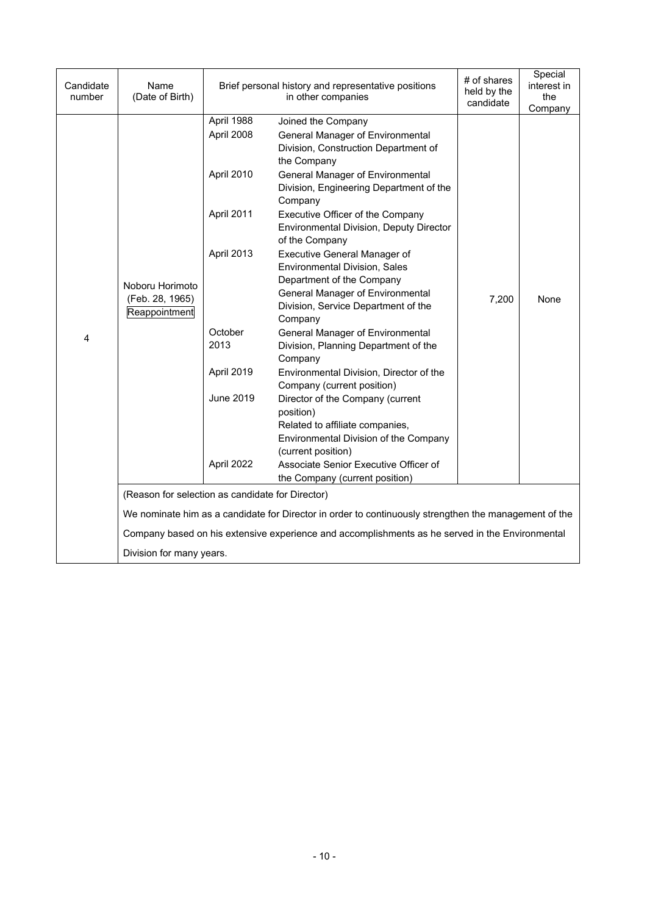| Candidate number | Name (Date of Birth) | Brief personal history and representative positions in other companies | | # of shares held by the candidate | Special interest in the Company |
|---|---|---|---|---|---|
| 4 | Noboru Horimoto (Feb. 28, 1965) Reappointment | April 1988 | Joined the Company | 7,200 | None |
| | | April 2008 | General Manager of Environmental Division, Construction Department of the Company | | |
| | | April 2010 | General Manager of Environmental Division, Engineering Department of the Company | | |
| | | April 2011 | Executive Officer of the Company Environmental Division, Deputy Director of the Company | | |
| | | April 2013 | Executive General Manager of Environmental Division, Sales Department of the Company General Manager of Environmental Division, Service Department of the Company | | |
| | | October 2013 | General Manager of Environmental Division, Planning Department of the Company | | |
| | | April 2019 | Environmental Division, Director of the Company (current position) | | |
| | | June 2019 | Director of the Company (current position) Related to affiliate companies, Environmental Division of the Company (current position) | | |
| | | April 2022 | Associate Senior Executive Officer of the Company (current position) | | |
| | (Reason for selection as candidate for Director) We nominate him as a candidate for Director in order to continuously strengthen the management of the Company based on his extensive experience and accomplishments as he served in the Environmental Division for many years. | | | | |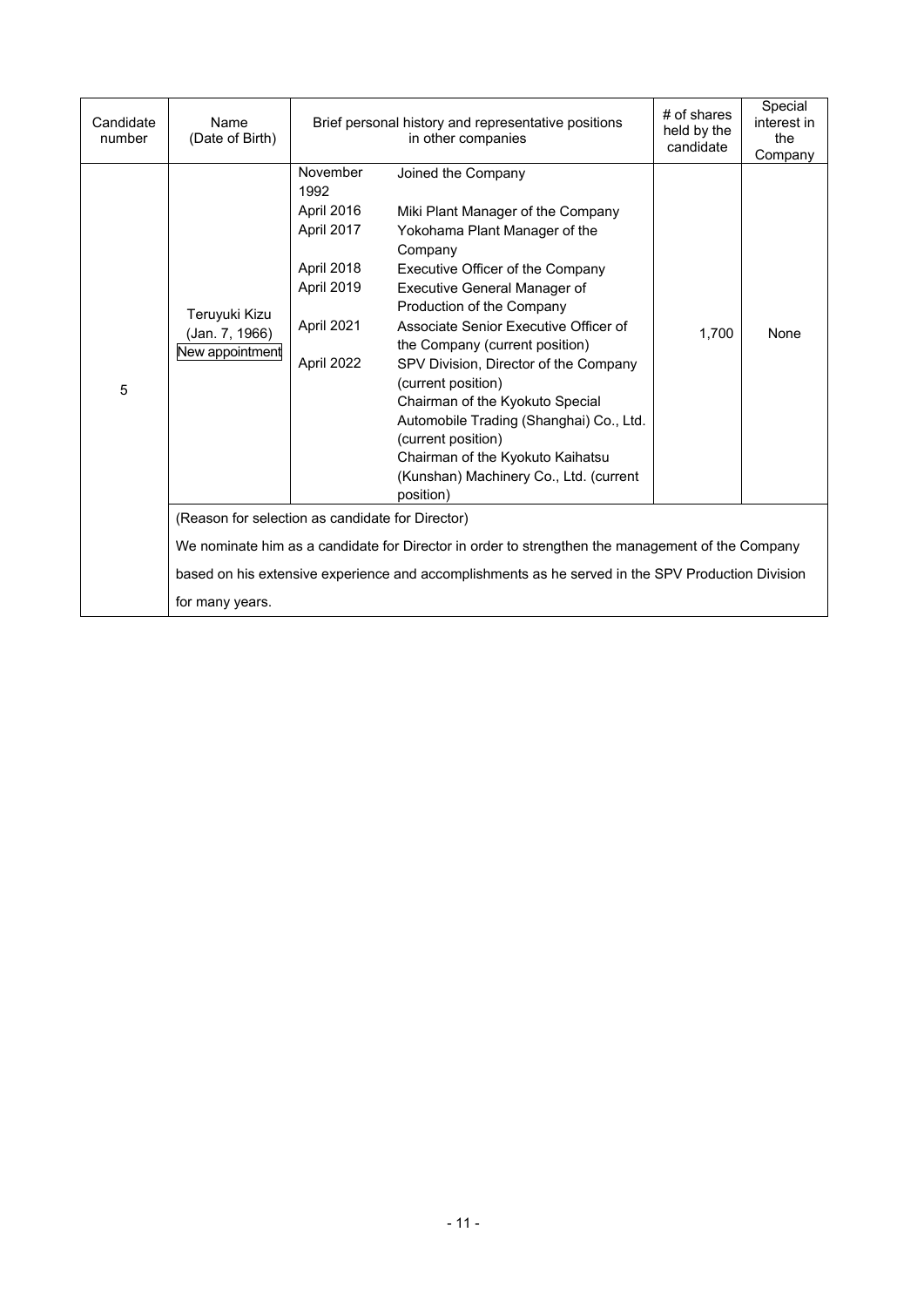| Candidate number | Name (Date of Birth) | Brief personal history and representative positions in other companies | | # of shares held by the candidate | Special interest in the Company |
|---|---|---|---|---|---|
| 5 | Teruyuki Kizu (Jan. 7, 1966) New appointment | November 1992<br>April 2016<br>April 2017<br>April 2018<br>April 2019<br>April 2021<br>April 2022 | Joined the Company<br>Miki Plant Manager of the Company<br>Yokohama Plant Manager of the Company<br>Executive Officer of the Company<br>Executive General Manager of Production of the Company<br>Associate Senior Executive Officer of the Company (current position)<br>SPV Division, Director of the Company (current position)<br>Chairman of the Kyokuto Special Automobile Trading (Shanghai) Co., Ltd. (current position)<br>Chairman of the Kyokuto Kaihatsu (Kunshan) Machinery Co., Ltd. (current position) | 1,700 | None |
| | (Reason for selection as candidate for Director)<br>We nominate him as a candidate for Director in order to strengthen the management of the Company based on his extensive experience and accomplishments as he served in the SPV Production Division for many years. | | | | |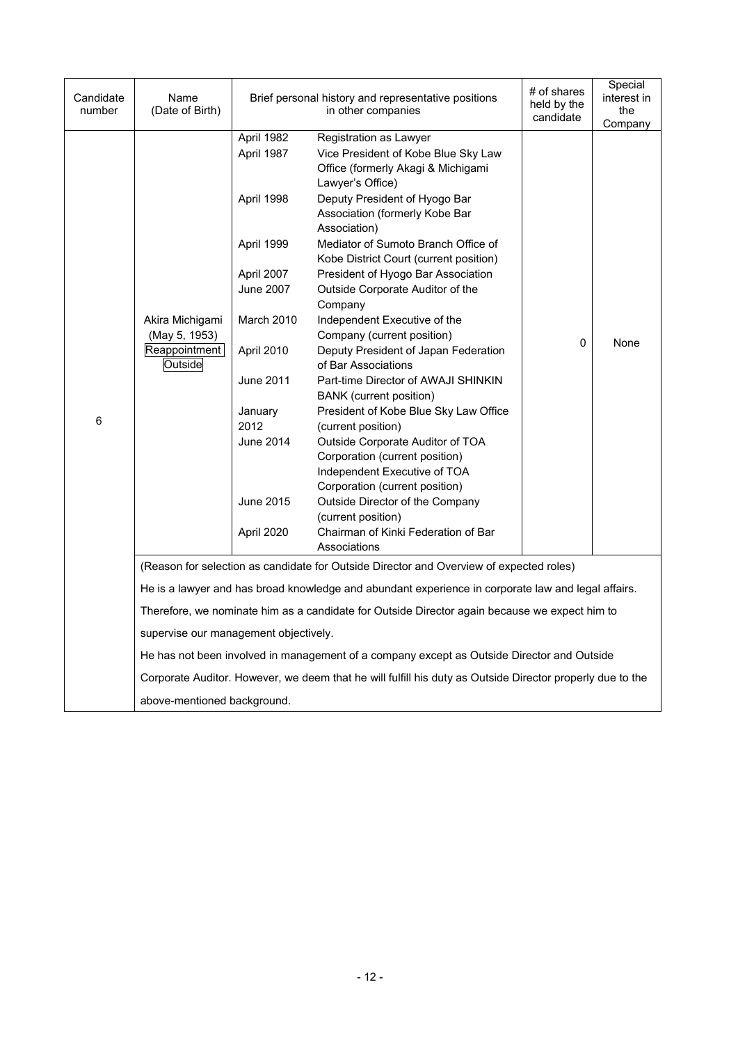| Candidate number | Name (Date of Birth) | Brief personal history and representative positions in other companies | | # of shares held by the candidate | Special interest in the Company |
|---|---|---|---|---|---|
| 6 | Akira Michigami (May 5, 1953) Reappointment Outside | April 1982 | Registration as Lawyer | 0 | None |
| | | April 1987 | Vice President of Kobe Blue Sky Law Office (formerly Akagi & Michigami Lawyer's Office) | | |
| | | April 1998 | Deputy President of Hyogo Bar Association (formerly Kobe Bar Association) | | |
| | | April 1999 | Mediator of Sumoto Branch Office of Kobe District Court (current position) | | |
| | | April 2007 | President of Hyogo Bar Association | | |
| | | June 2007 | Outside Corporate Auditor of the Company | | |
| | | March 2010 | Independent Executive of the Company (current position) | | |
| | | April 2010 | Deputy President of Japan Federation of Bar Associations | | |
| | | June 2011 | Part-time Director of AWAJI SHINKIN BANK (current position) | | |
| | | January 2012 | President of Kobe Blue Sky Law Office (current position) | | |
| | | June 2014 | Outside Corporate Auditor of TOA Corporation (current position) Independent Executive of TOA Corporation (current position) | | |
| | | June 2015 | Outside Director of the Company (current position) | | |
| | | April 2020 | Chairman of Kinki Federation of Bar Associations | | |

(Reason for selection as candidate for Outside Director and Overview of expected roles)

He is a lawyer and has broad knowledge and abundant experience in corporate law and legal affairs. Therefore, we nominate him as a candidate for Outside Director again because we expect him to supervise our management objectively.

He has not been involved in management of a company except as Outside Director and Outside Corporate Auditor. However, we deem that he will fulfill his duty as Outside Director properly due to the above-mentioned background.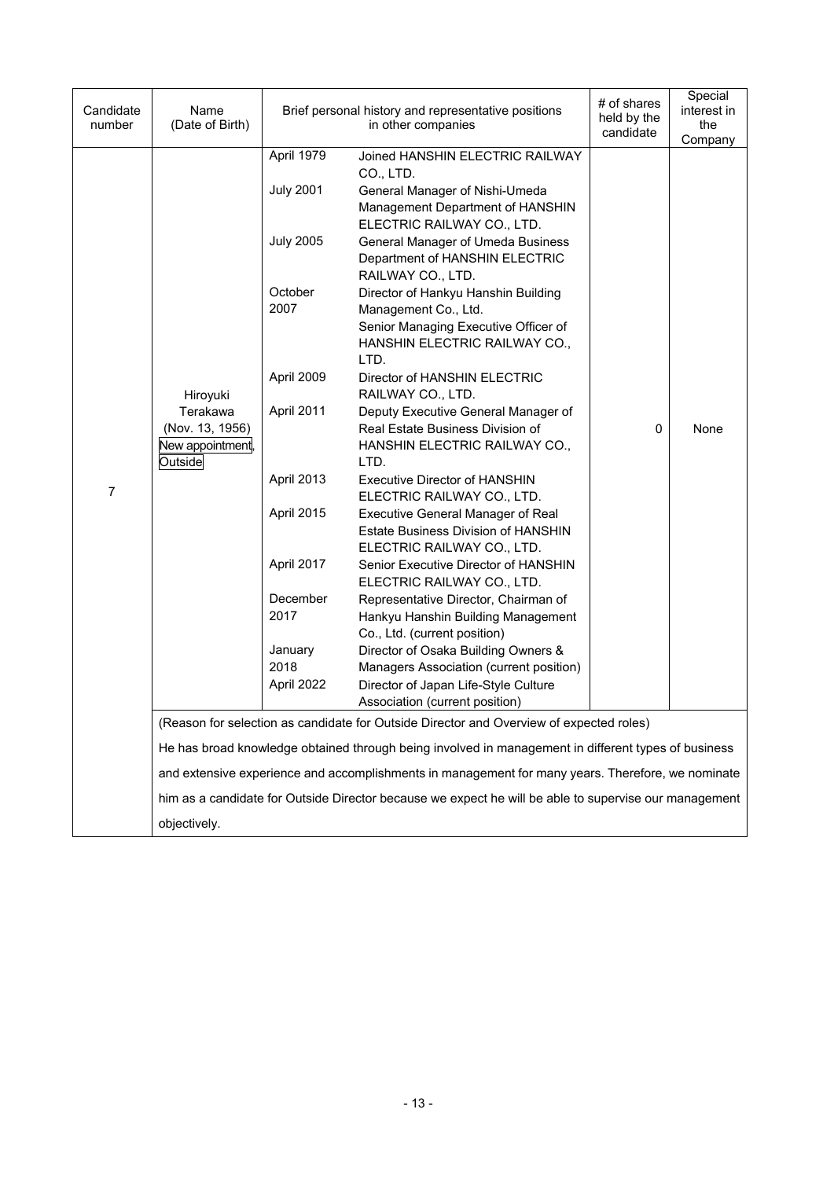| Candidate number | Name (Date of Birth) | Brief personal history and representative positions in other companies | | # of shares held by the candidate | Special interest in the Company |
|---|---|---|---|---|---|
| 7 | Hiroyuki Terakawa (Nov. 13, 1956) New appointment, Outside | April 1979 | Joined HANSHIN ELECTRIC RAILWAY CO., LTD. | 0 | None |
| | | July 2001 | General Manager of Nishi-Umeda Management Department of HANSHIN ELECTRIC RAILWAY CO., LTD. | | |
| | | July 2005 | General Manager of Umeda Business Department of HANSHIN ELECTRIC RAILWAY CO., LTD. | | |
| | | October 2007 | Director of Hankyu Hanshin Building Management Co., Ltd. Senior Managing Executive Officer of HANSHIN ELECTRIC RAILWAY CO., LTD. | | |
| | | April 2009 | Director of HANSHIN ELECTRIC RAILWAY CO., LTD. | | |
| | | April 2011 | Deputy Executive General Manager of Real Estate Business Division of HANSHIN ELECTRIC RAILWAY CO., LTD. | | |
| | | April 2013 | Executive Director of HANSHIN ELECTRIC RAILWAY CO., LTD. | | |
| | | April 2015 | Executive General Manager of Real Estate Business Division of HANSHIN ELECTRIC RAILWAY CO., LTD. | | |
| | | April 2017 | Senior Executive Director of HANSHIN ELECTRIC RAILWAY CO., LTD. | | |
| | | December 2017 | Representative Director, Chairman of Hankyu Hanshin Building Management Co., Ltd. (current position) | | |
| | | January 2018 | Director of Osaka Building Owners & Managers Association (current position) | | |
| | | April 2022 | Director of Japan Life-Style Culture Association (current position) | | |
| | (Reason for selection as candidate for Outside Director and Overview of expected roles) He has broad knowledge obtained through being involved in management in different types of business and extensive experience and accomplishments in management for many years. Therefore, we nominate him as a candidate for Outside Director because we expect he will be able to supervise our management objectively. | | | | |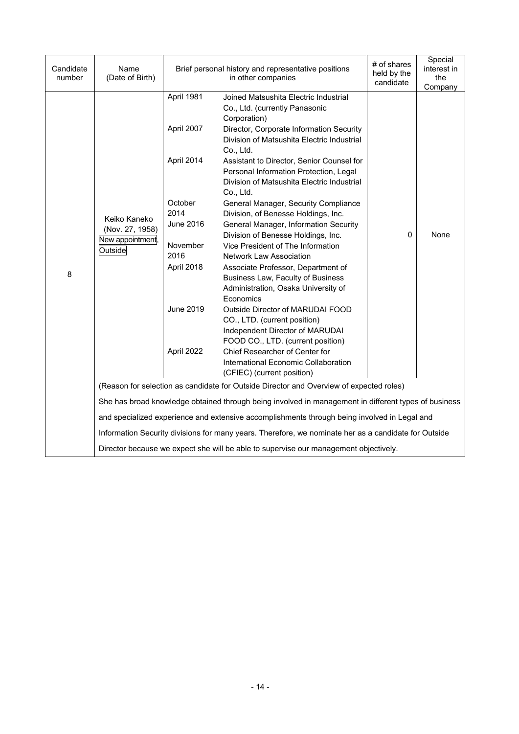| Candidate number | Name (Date of Birth) | Brief personal history and representative positions in other companies | | # of shares held by the candidate | Special interest in the Company |
|---|---|---|---|---|---|
| 8 | Keiko Kaneko (Nov. 27, 1958) New appointment, Outside | April 1981 | Joined Matsushita Electric Industrial Co., Ltd. (currently Panasonic Corporation) | 0 | None |
| | | April 2007 | Director, Corporate Information Security Division of Matsushita Electric Industrial Co., Ltd. | | |
| | | April 2014 | Assistant to Director, Senior Counsel for Personal Information Protection, Legal Division of Matsushita Electric Industrial Co., Ltd. | | |
| | | October 2014 | General Manager, Security Compliance Division, of Benesse Holdings, Inc. | | |
| | | June 2016 | General Manager, Information Security Division of Benesse Holdings, Inc. | | |
| | | November 2016 | Vice President of The Information Network Law Association | | |
| | | April 2018 | Associate Professor, Department of Business Law, Faculty of Business Administration, Osaka University of Economics | | |
| | | June 2019 | Outside Director of MARUDAI FOOD CO., LTD. (current position) Independent Director of MARUDAI FOOD CO., LTD. (current position) | | |
| | | April 2022 | Chief Researcher of Center for International Economic Collaboration (CFIEC) (current position) | | |

(Reason for selection as candidate for Outside Director and Overview of expected roles)

She has broad knowledge obtained through being involved in management in different types of business and specialized experience and extensive accomplishments through being involved in Legal and Information Security divisions for many years. Therefore, we nominate her as a candidate for Outside Director because we expect she will be able to supervise our management objectively.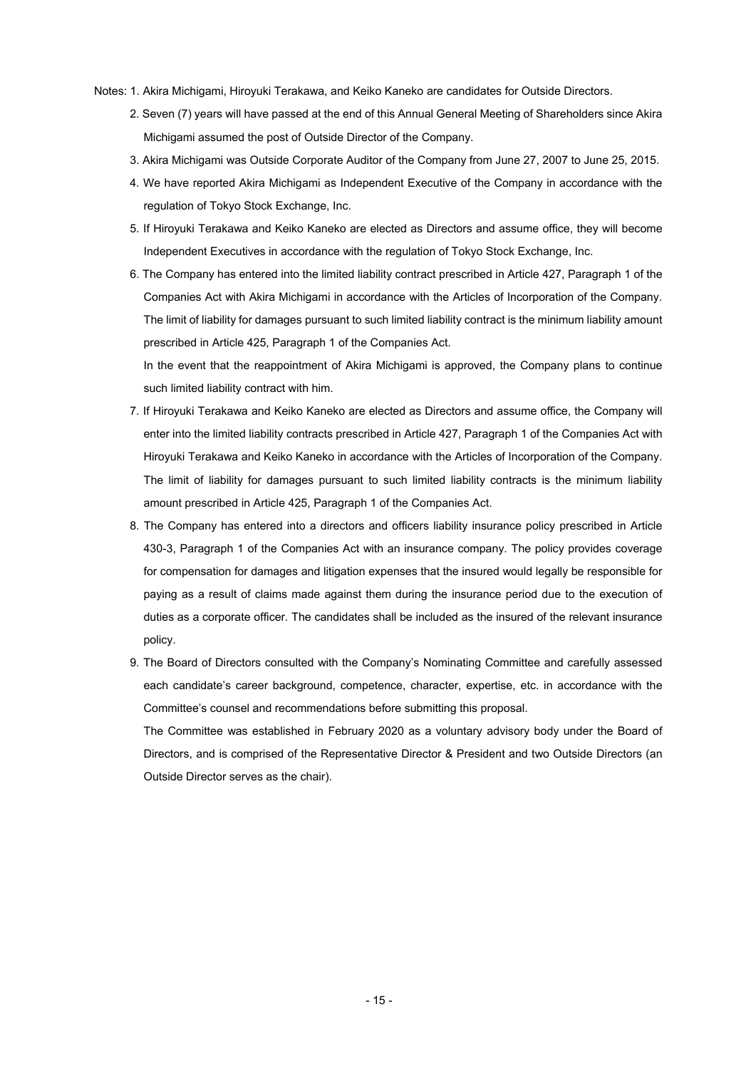Notes: 1. Akira Michigami, Hiroyuki Terakawa, and Keiko Kaneko are candidates for Outside Directors.

2. Seven (7) years will have passed at the end of this Annual General Meeting of Shareholders since Akira Michigami assumed the post of Outside Director of the Company.

3. Akira Michigami was Outside Corporate Auditor of the Company from June 27, 2007 to June 25, 2015.

4. We have reported Akira Michigami as Independent Executive of the Company in accordance with the regulation of Tokyo Stock Exchange, Inc.

5. If Hiroyuki Terakawa and Keiko Kaneko are elected as Directors and assume office, they will become Independent Executives in accordance with the regulation of Tokyo Stock Exchange, Inc.

6. The Company has entered into the limited liability contract prescribed in Article 427, Paragraph 1 of the Companies Act with Akira Michigami in accordance with the Articles of Incorporation of the Company. The limit of liability for damages pursuant to such limited liability contract is the minimum liability amount prescribed in Article 425, Paragraph 1 of the Companies Act.

   In the event that the reappointment of Akira Michigami is approved, the Company plans to continue such limited liability contract with him.

7. If Hiroyuki Terakawa and Keiko Kaneko are elected as Directors and assume office, the Company will enter into the limited liability contracts prescribed in Article 427, Paragraph 1 of the Companies Act with Hiroyuki Terakawa and Keiko Kaneko in accordance with the Articles of Incorporation of the Company. The limit of liability for damages pursuant to such limited liability contracts is the minimum liability amount prescribed in Article 425, Paragraph 1 of the Companies Act.

8. The Company has entered into a directors and officers liability insurance policy prescribed in Article 430-3, Paragraph 1 of the Companies Act with an insurance company. The policy provides coverage for compensation for damages and litigation expenses that the insured would legally be responsible for paying as a result of claims made against them during the insurance period due to the execution of duties as a corporate officer. The candidates shall be included as the insured of the relevant insurance policy.

9. The Board of Directors consulted with the Company's Nominating Committee and carefully assessed each candidate's career background, competence, character, expertise, etc. in accordance with the Committee's counsel and recommendations before submitting this proposal.

   The Committee was established in February 2020 as a voluntary advisory body under the Board of Directors, and is comprised of the Representative Director & President and two Outside Directors (an Outside Director serves as the chair).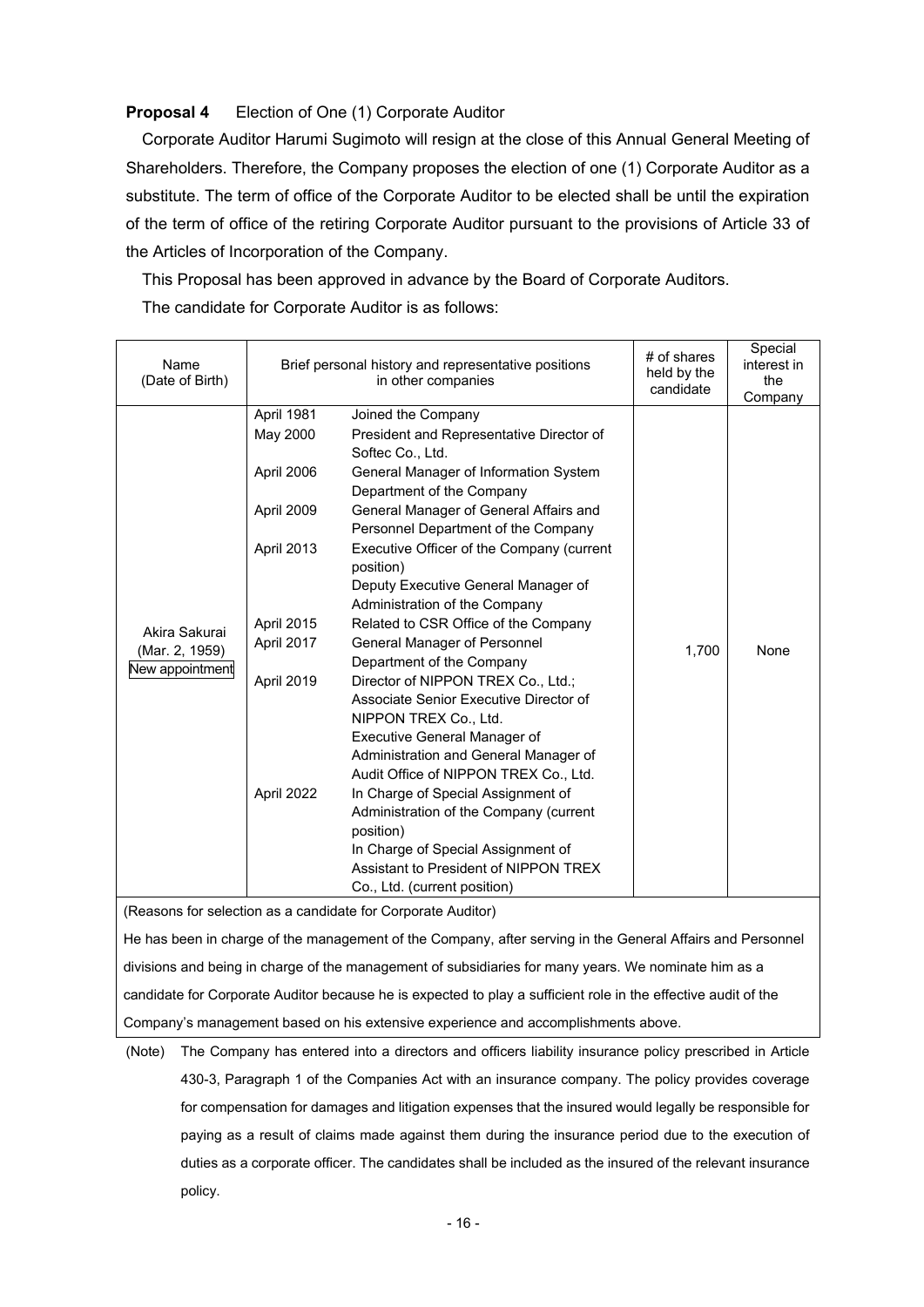**Proposal 4** Election of One (1) Corporate Auditor

Corporate Auditor Harumi Sugimoto will resign at the close of this Annual General Meeting of Shareholders. Therefore, the Company proposes the election of one (1) Corporate Auditor as a substitute. The term of office of the Corporate Auditor to be elected shall be until the expiration of the term of office of the retiring Corporate Auditor pursuant to the provisions of Article 33 of the Articles of Incorporation of the Company.

This Proposal has been approved in advance by the Board of Corporate Auditors.

The candidate for Corporate Auditor is as follows:

| Name (Date of Birth) | Brief personal history and representative positions in other companies | | # of shares held by the candidate | Special interest in the Company |
|---|---|---|---|---|
| Akira Sakurai (Mar. 2, 1959) New appointment | April 1981 | Joined the Company | 1,700 | None |
| | May 2000 | President and Representative Director of Softec Co., Ltd. | | |
| | April 2006 | General Manager of Information System Department of the Company | | |
| | April 2009 | General Manager of General Affairs and Personnel Department of the Company | | |
| | April 2013 | Executive Officer of the Company (current position)<br>Deputy Executive General Manager of Administration of the Company | | |
| | April 2015 | Related to CSR Office of the Company | | |
| | April 2017 | General Manager of Personnel Department of the Company | | |
| | April 2019 | Director of NIPPON TREX Co., Ltd.;<br>Associate Senior Executive Director of NIPPON TREX Co., Ltd.<br>Executive General Manager of Administration and General Manager of Audit Office of NIPPON TREX Co., Ltd. | | |
| | April 2022 | In Charge of Special Assignment of Administration of the Company (current position)<br>In Charge of Special Assignment of Assistant to President of NIPPON TREX Co., Ltd. (current position) | | |

(Reasons for selection as a candidate for Corporate Auditor)

He has been in charge of the management of the Company, after serving in the General Affairs and Personnel divisions and being in charge of the management of subsidiaries for many years. We nominate him as a candidate for Corporate Auditor because he is expected to play a sufficient role in the effective audit of the Company's management based on his extensive experience and accomplishments above.

(Note) The Company has entered into a directors and officers liability insurance policy prescribed in Article 430-3, Paragraph 1 of the Companies Act with an insurance company. The policy provides coverage for compensation for damages and litigation expenses that the insured would legally be responsible for paying as a result of claims made against them during the insurance period due to the execution of duties as a corporate officer. The candidates shall be included as the insured of the relevant insurance policy.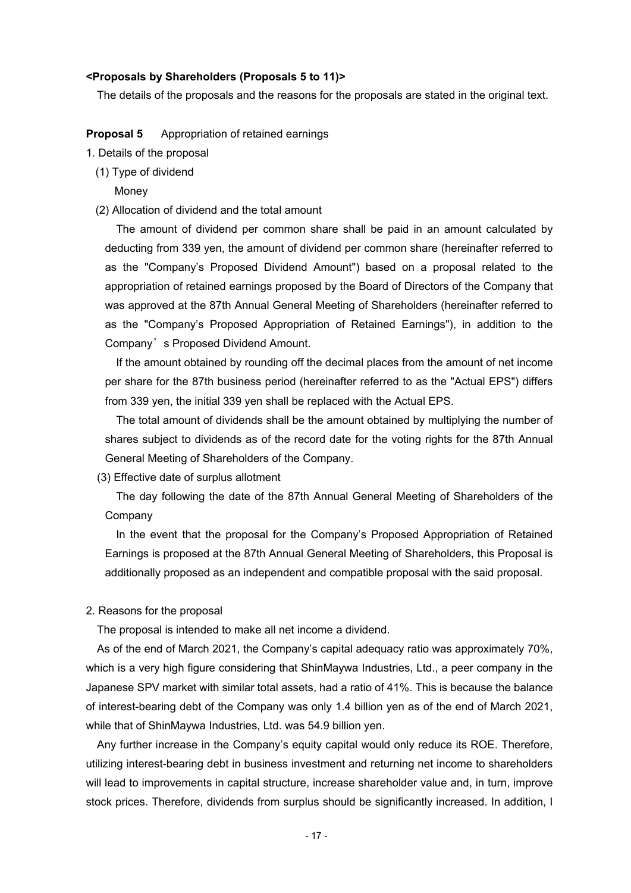**<Proposals by Shareholders (Proposals 5 to 11)>**

The details of the proposals and the reasons for the proposals are stated in the original text.

**Proposal 5** Appropriation of retained earnings

1. Details of the proposal

(1) Type of dividend

Money

(2) Allocation of dividend and the total amount

The amount of dividend per common share shall be paid in an amount calculated by deducting from 339 yen, the amount of dividend per common share (hereinafter referred to as the "Company's Proposed Dividend Amount") based on a proposal related to the appropriation of retained earnings proposed by the Board of Directors of the Company that was approved at the 87th Annual General Meeting of Shareholders (hereinafter referred to as the "Company's Proposed Appropriation of Retained Earnings"), in addition to the Company's Proposed Dividend Amount.

If the amount obtained by rounding off the decimal places from the amount of net income per share for the 87th business period (hereinafter referred to as the "Actual EPS") differs from 339 yen, the initial 339 yen shall be replaced with the Actual EPS.

The total amount of dividends shall be the amount obtained by multiplying the number of shares subject to dividends as of the record date for the voting rights for the 87th Annual General Meeting of Shareholders of the Company.

(3) Effective date of surplus allotment

The day following the date of the 87th Annual General Meeting of Shareholders of the Company

In the event that the proposal for the Company's Proposed Appropriation of Retained Earnings is proposed at the 87th Annual General Meeting of Shareholders, this Proposal is additionally proposed as an independent and compatible proposal with the said proposal.

2. Reasons for the proposal

The proposal is intended to make all net income a dividend.

As of the end of March 2021, the Company's capital adequacy ratio was approximately 70%, which is a very high figure considering that ShinMaywa Industries, Ltd., a peer company in the Japanese SPV market with similar total assets, had a ratio of 41%. This is because the balance of interest-bearing debt of the Company was only 1.4 billion yen as of the end of March 2021, while that of ShinMaywa Industries, Ltd. was 54.9 billion yen.

Any further increase in the Company's equity capital would only reduce its ROE. Therefore, utilizing interest-bearing debt in business investment and returning net income to shareholders will lead to improvements in capital structure, increase shareholder value and, in turn, improve stock prices. Therefore, dividends from surplus should be significantly increased. In addition, I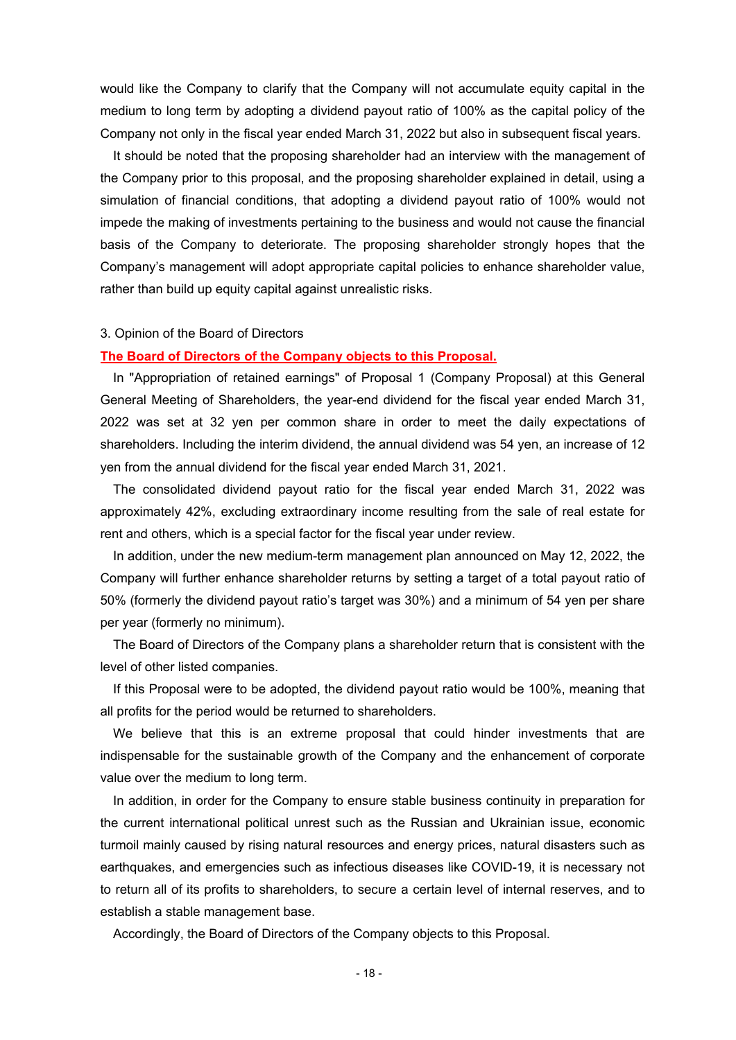would like the Company to clarify that the Company will not accumulate equity capital in the medium to long term by adopting a dividend payout ratio of 100% as the capital policy of the Company not only in the fiscal year ended March 31, 2022 but also in subsequent fiscal years.

It should be noted that the proposing shareholder had an interview with the management of the Company prior to this proposal, and the proposing shareholder explained in detail, using a simulation of financial conditions, that adopting a dividend payout ratio of 100% would not impede the making of investments pertaining to the business and would not cause the financial basis of the Company to deteriorate. The proposing shareholder strongly hopes that the Company's management will adopt appropriate capital policies to enhance shareholder value, rather than build up equity capital against unrealistic risks.

3. Opinion of the Board of Directors

**The Board of Directors of the Company objects to this Proposal.**

In "Appropriation of retained earnings" of Proposal 1 (Company Proposal) at this General General Meeting of Shareholders, the year-end dividend for the fiscal year ended March 31, 2022 was set at 32 yen per common share in order to meet the daily expectations of shareholders. Including the interim dividend, the annual dividend was 54 yen, an increase of 12 yen from the annual dividend for the fiscal year ended March 31, 2021.

The consolidated dividend payout ratio for the fiscal year ended March 31, 2022 was approximately 42%, excluding extraordinary income resulting from the sale of real estate for rent and others, which is a special factor for the fiscal year under review.

In addition, under the new medium-term management plan announced on May 12, 2022, the Company will further enhance shareholder returns by setting a target of a total payout ratio of 50% (formerly the dividend payout ratio's target was 30%) and a minimum of 54 yen per share per year (formerly no minimum).

The Board of Directors of the Company plans a shareholder return that is consistent with the level of other listed companies.

If this Proposal were to be adopted, the dividend payout ratio would be 100%, meaning that all profits for the period would be returned to shareholders.

We believe that this is an extreme proposal that could hinder investments that are indispensable for the sustainable growth of the Company and the enhancement of corporate value over the medium to long term.

In addition, in order for the Company to ensure stable business continuity in preparation for the current international political unrest such as the Russian and Ukrainian issue, economic turmoil mainly caused by rising natural resources and energy prices, natural disasters such as earthquakes, and emergencies such as infectious diseases like COVID-19, it is necessary not to return all of its profits to shareholders, to secure a certain level of internal reserves, and to establish a stable management base.

Accordingly, the Board of Directors of the Company objects to this Proposal.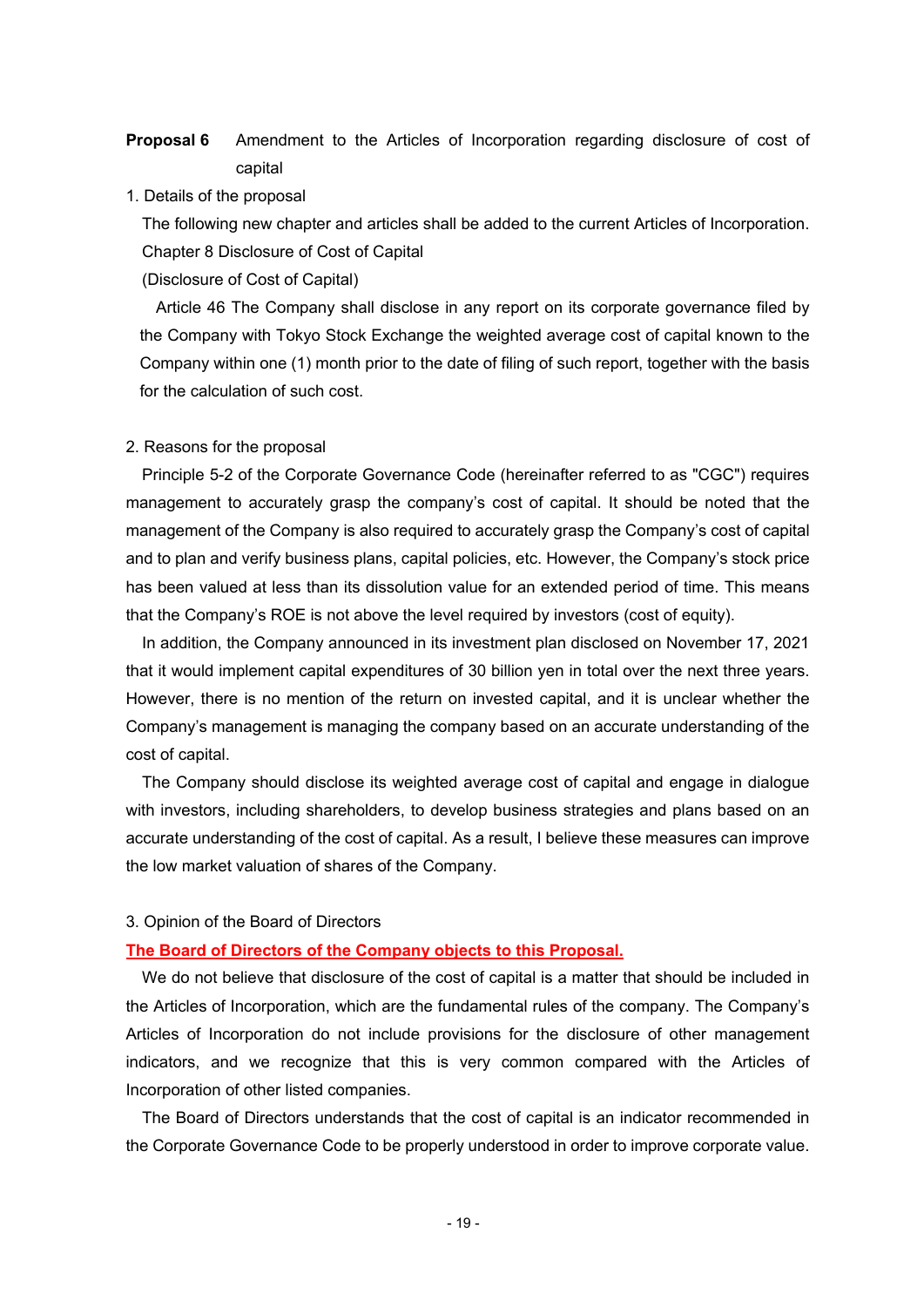**Proposal 6** Amendment to the Articles of Incorporation regarding disclosure of cost of capital

1. Details of the proposal

The following new chapter and articles shall be added to the current Articles of Incorporation.

Chapter 8 Disclosure of Cost of Capital

(Disclosure of Cost of Capital)

Article 46 The Company shall disclose in any report on its corporate governance filed by the Company with Tokyo Stock Exchange the weighted average cost of capital known to the Company within one (1) month prior to the date of filing of such report, together with the basis for the calculation of such cost.

2. Reasons for the proposal

Principle 5-2 of the Corporate Governance Code (hereinafter referred to as "CGC") requires management to accurately grasp the company's cost of capital. It should be noted that the management of the Company is also required to accurately grasp the Company's cost of capital and to plan and verify business plans, capital policies, etc. However, the Company's stock price has been valued at less than its dissolution value for an extended period of time. This means that the Company's ROE is not above the level required by investors (cost of equity).

In addition, the Company announced in its investment plan disclosed on November 17, 2021 that it would implement capital expenditures of 30 billion yen in total over the next three years. However, there is no mention of the return on invested capital, and it is unclear whether the Company's management is managing the company based on an accurate understanding of the cost of capital.

The Company should disclose its weighted average cost of capital and engage in dialogue with investors, including shareholders, to develop business strategies and plans based on an accurate understanding of the cost of capital. As a result, I believe these measures can improve the low market valuation of shares of the Company.

3. Opinion of the Board of Directors

**The Board of Directors of the Company objects to this Proposal.**

We do not believe that disclosure of the cost of capital is a matter that should be included in the Articles of Incorporation, which are the fundamental rules of the company. The Company's Articles of Incorporation do not include provisions for the disclosure of other management indicators, and we recognize that this is very common compared with the Articles of Incorporation of other listed companies.

The Board of Directors understands that the cost of capital is an indicator recommended in the Corporate Governance Code to be properly understood in order to improve corporate value.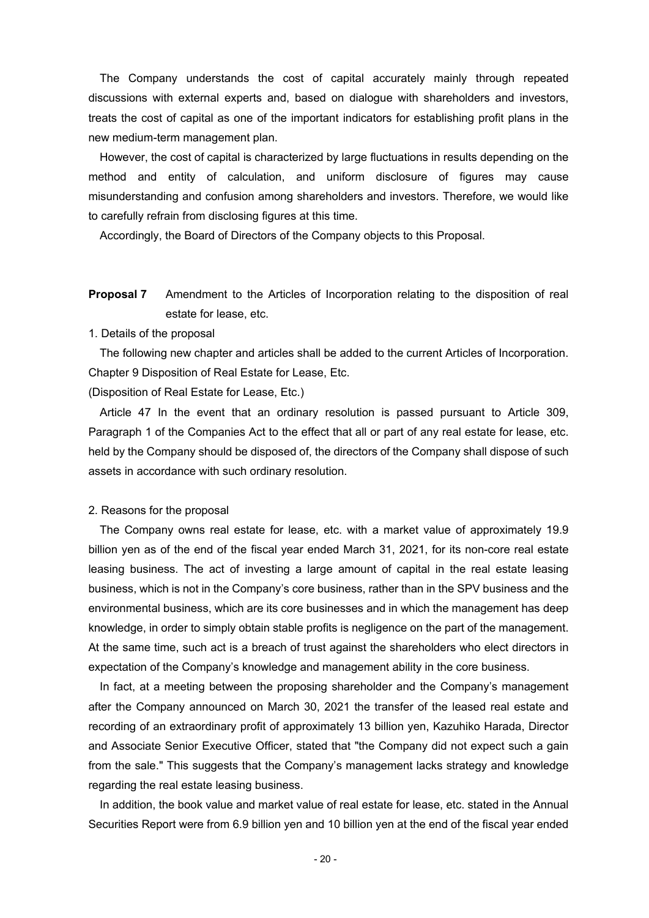The Company understands the cost of capital accurately mainly through repeated discussions with external experts and, based on dialogue with shareholders and investors, treats the cost of capital as one of the important indicators for establishing profit plans in the new medium-term management plan.

However, the cost of capital is characterized by large fluctuations in results depending on the method and entity of calculation, and uniform disclosure of figures may cause misunderstanding and confusion among shareholders and investors. Therefore, we would like to carefully refrain from disclosing figures at this time.

Accordingly, the Board of Directors of the Company objects to this Proposal.

**Proposal 7** Amendment to the Articles of Incorporation relating to the disposition of real estate for lease, etc.

1. Details of the proposal

The following new chapter and articles shall be added to the current Articles of Incorporation.
Chapter 9 Disposition of Real Estate for Lease, Etc.

(Disposition of Real Estate for Lease, Etc.)

Article 47 In the event that an ordinary resolution is passed pursuant to Article 309, Paragraph 1 of the Companies Act to the effect that all or part of any real estate for lease, etc. held by the Company should be disposed of, the directors of the Company shall dispose of such assets in accordance with such ordinary resolution.

2. Reasons for the proposal

The Company owns real estate for lease, etc. with a market value of approximately 19.9 billion yen as of the end of the fiscal year ended March 31, 2021, for its non-core real estate leasing business. The act of investing a large amount of capital in the real estate leasing business, which is not in the Company's core business, rather than in the SPV business and the environmental business, which are its core businesses and in which the management has deep knowledge, in order to simply obtain stable profits is negligence on the part of the management. At the same time, such act is a breach of trust against the shareholders who elect directors in expectation of the Company's knowledge and management ability in the core business.

In fact, at a meeting between the proposing shareholder and the Company's management after the Company announced on March 30, 2021 the transfer of the leased real estate and recording of an extraordinary profit of approximately 13 billion yen, Kazuhiko Harada, Director and Associate Senior Executive Officer, stated that "the Company did not expect such a gain from the sale." This suggests that the Company's management lacks strategy and knowledge regarding the real estate leasing business.

In addition, the book value and market value of real estate for lease, etc. stated in the Annual Securities Report were from 6.9 billion yen and 10 billion yen at the end of the fiscal year ended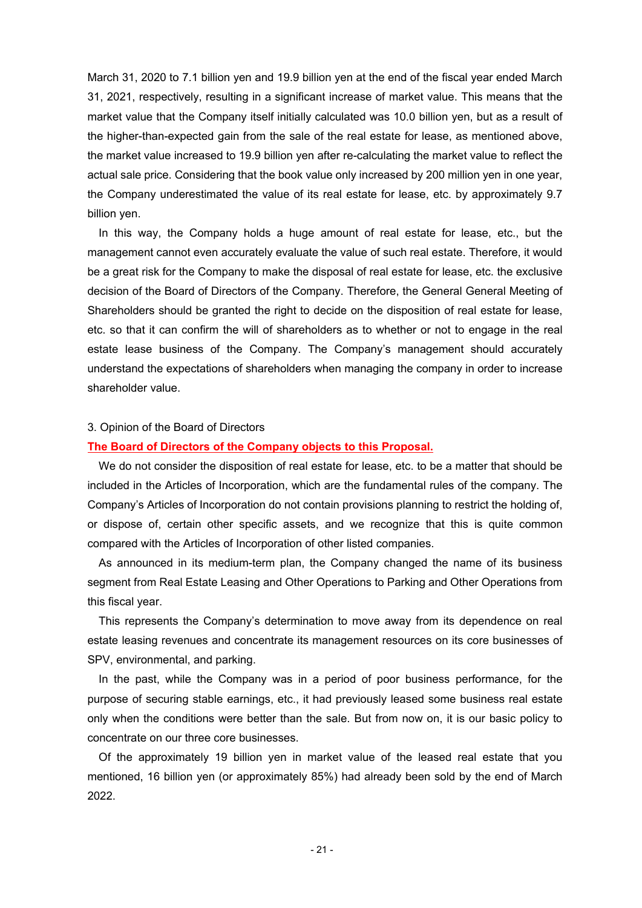March 31, 2020 to 7.1 billion yen and 19.9 billion yen at the end of the fiscal year ended March 31, 2021, respectively, resulting in a significant increase of market value. This means that the market value that the Company itself initially calculated was 10.0 billion yen, but as a result of the higher-than-expected gain from the sale of the real estate for lease, as mentioned above, the market value increased to 19.9 billion yen after re-calculating the market value to reflect the actual sale price. Considering that the book value only increased by 200 million yen in one year, the Company underestimated the value of its real estate for lease, etc. by approximately 9.7 billion yen.

In this way, the Company holds a huge amount of real estate for lease, etc., but the management cannot even accurately evaluate the value of such real estate. Therefore, it would be a great risk for the Company to make the disposal of real estate for lease, etc. the exclusive decision of the Board of Directors of the Company. Therefore, the General General Meeting of Shareholders should be granted the right to decide on the disposition of real estate for lease, etc. so that it can confirm the will of shareholders as to whether or not to engage in the real estate lease business of the Company. The Company's management should accurately understand the expectations of shareholders when managing the company in order to increase shareholder value.

3. Opinion of the Board of Directors

**The Board of Directors of the Company objects to this Proposal.**

We do not consider the disposition of real estate for lease, etc. to be a matter that should be included in the Articles of Incorporation, which are the fundamental rules of the company. The Company's Articles of Incorporation do not contain provisions planning to restrict the holding of, or dispose of, certain other specific assets, and we recognize that this is quite common compared with the Articles of Incorporation of other listed companies.

As announced in its medium-term plan, the Company changed the name of its business segment from Real Estate Leasing and Other Operations to Parking and Other Operations from this fiscal year.

This represents the Company's determination to move away from its dependence on real estate leasing revenues and concentrate its management resources on its core businesses of SPV, environmental, and parking.

In the past, while the Company was in a period of poor business performance, for the purpose of securing stable earnings, etc., it had previously leased some business real estate only when the conditions were better than the sale. But from now on, it is our basic policy to concentrate on our three core businesses.

Of the approximately 19 billion yen in market value of the leased real estate that you mentioned, 16 billion yen (or approximately 85%) had already been sold by the end of March 2022.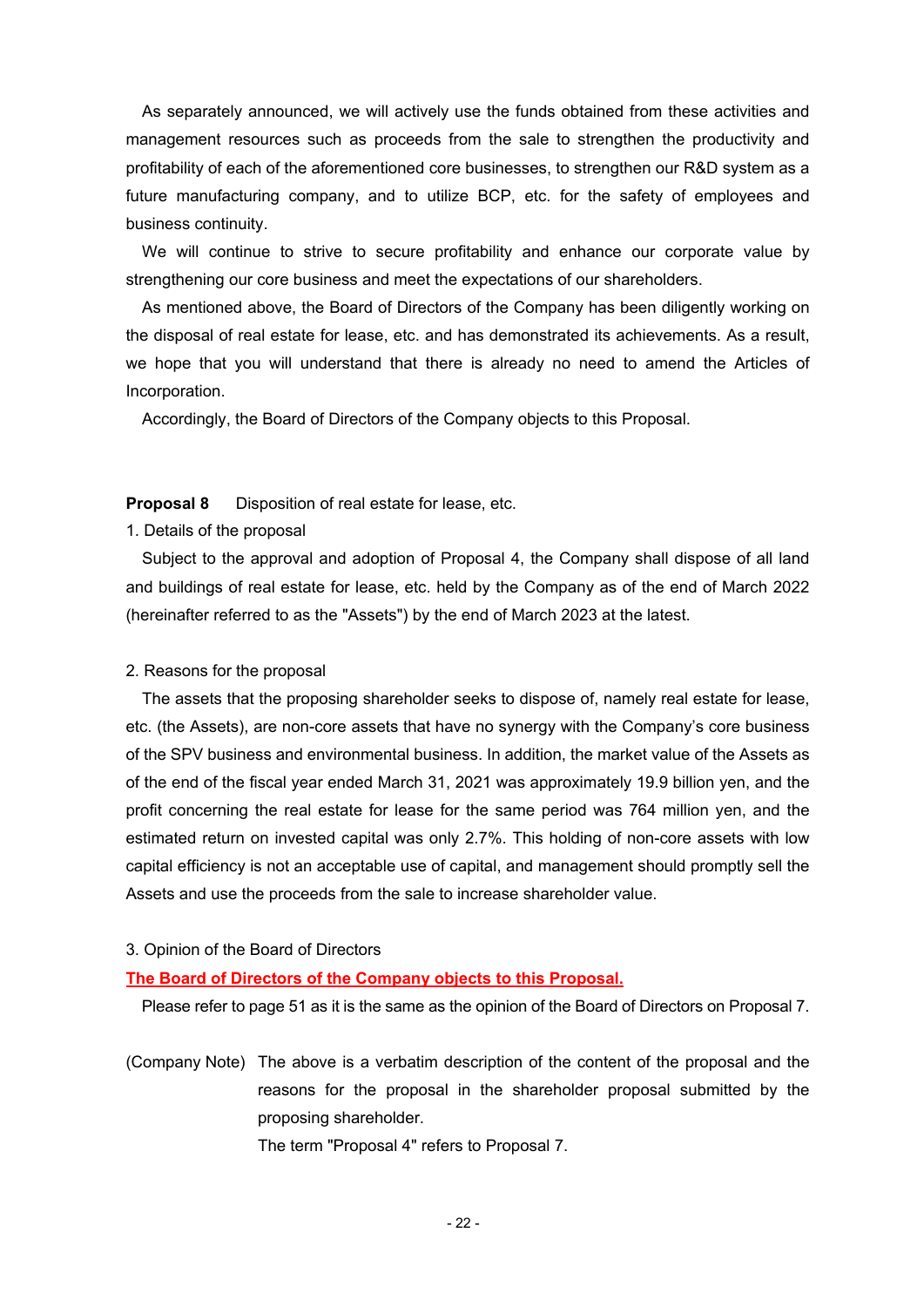As separately announced, we will actively use the funds obtained from these activities and management resources such as proceeds from the sale to strengthen the productivity and profitability of each of the aforementioned core businesses, to strengthen our R&D system as a future manufacturing company, and to utilize BCP, etc. for the safety of employees and business continuity.

We will continue to strive to secure profitability and enhance our corporate value by strengthening our core business and meet the expectations of our shareholders.

As mentioned above, the Board of Directors of the Company has been diligently working on the disposal of real estate for lease, etc. and has demonstrated its achievements. As a result, we hope that you will understand that there is already no need to amend the Articles of Incorporation.

Accordingly, the Board of Directors of the Company objects to this Proposal.

**Proposal 8** Disposition of real estate for lease, etc.

1. Details of the proposal

Subject to the approval and adoption of Proposal 4, the Company shall dispose of all land and buildings of real estate for lease, etc. held by the Company as of the end of March 2022 (hereinafter referred to as the "Assets") by the end of March 2023 at the latest.

2. Reasons for the proposal

The assets that the proposing shareholder seeks to dispose of, namely real estate for lease, etc. (the Assets), are non-core assets that have no synergy with the Company's core business of the SPV business and environmental business. In addition, the market value of the Assets as of the end of the fiscal year ended March 31, 2021 was approximately 19.9 billion yen, and the profit concerning the real estate for lease for the same period was 764 million yen, and the estimated return on invested capital was only 2.7%. This holding of non-core assets with low capital efficiency is not an acceptable use of capital, and management should promptly sell the Assets and use the proceeds from the sale to increase shareholder value.

3. Opinion of the Board of Directors

**The Board of Directors of the Company objects to this Proposal.**

Please refer to page 51 as it is the same as the opinion of the Board of Directors on Proposal 7.

(Company Note) The above is a verbatim description of the content of the proposal and the reasons for the proposal in the shareholder proposal submitted by the proposing shareholder.
The term "Proposal 4" refers to Proposal 7.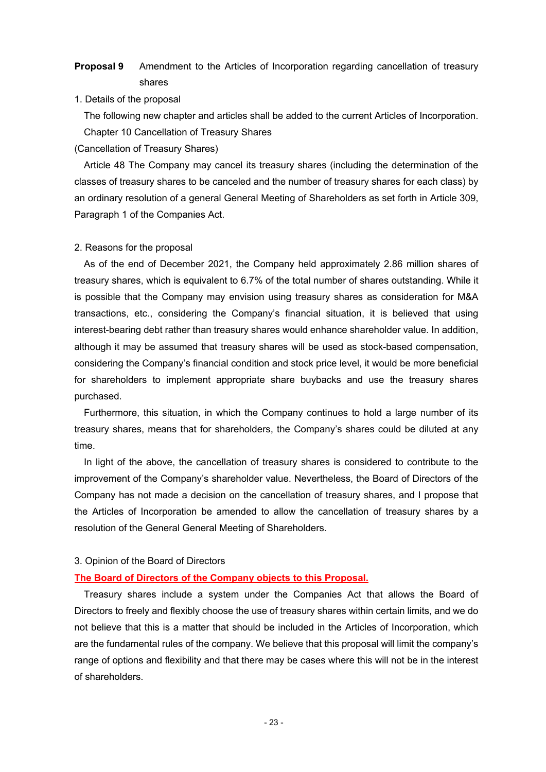**Proposal 9** Amendment to the Articles of Incorporation regarding cancellation of treasury shares

1. Details of the proposal

The following new chapter and articles shall be added to the current Articles of Incorporation.

Chapter 10 Cancellation of Treasury Shares

(Cancellation of Treasury Shares)

Article 48 The Company may cancel its treasury shares (including the determination of the classes of treasury shares to be canceled and the number of treasury shares for each class) by an ordinary resolution of a general General Meeting of Shareholders as set forth in Article 309, Paragraph 1 of the Companies Act.

2. Reasons for the proposal

As of the end of December 2021, the Company held approximately 2.86 million shares of treasury shares, which is equivalent to 6.7% of the total number of shares outstanding. While it is possible that the Company may envision using treasury shares as consideration for M&A transactions, etc., considering the Company's financial situation, it is believed that using interest-bearing debt rather than treasury shares would enhance shareholder value. In addition, although it may be assumed that treasury shares will be used as stock-based compensation, considering the Company's financial condition and stock price level, it would be more beneficial for shareholders to implement appropriate share buybacks and use the treasury shares purchased.

Furthermore, this situation, in which the Company continues to hold a large number of its treasury shares, means that for shareholders, the Company's shares could be diluted at any time.

In light of the above, the cancellation of treasury shares is considered to contribute to the improvement of the Company's shareholder value. Nevertheless, the Board of Directors of the Company has not made a decision on the cancellation of treasury shares, and I propose that the Articles of Incorporation be amended to allow the cancellation of treasury shares by a resolution of the General General Meeting of Shareholders.

3. Opinion of the Board of Directors

**The Board of Directors of the Company objects to this Proposal.**

Treasury shares include a system under the Companies Act that allows the Board of Directors to freely and flexibly choose the use of treasury shares within certain limits, and we do not believe that this is a matter that should be included in the Articles of Incorporation, which are the fundamental rules of the company. We believe that this proposal will limit the company's range of options and flexibility and that there may be cases where this will not be in the interest of shareholders.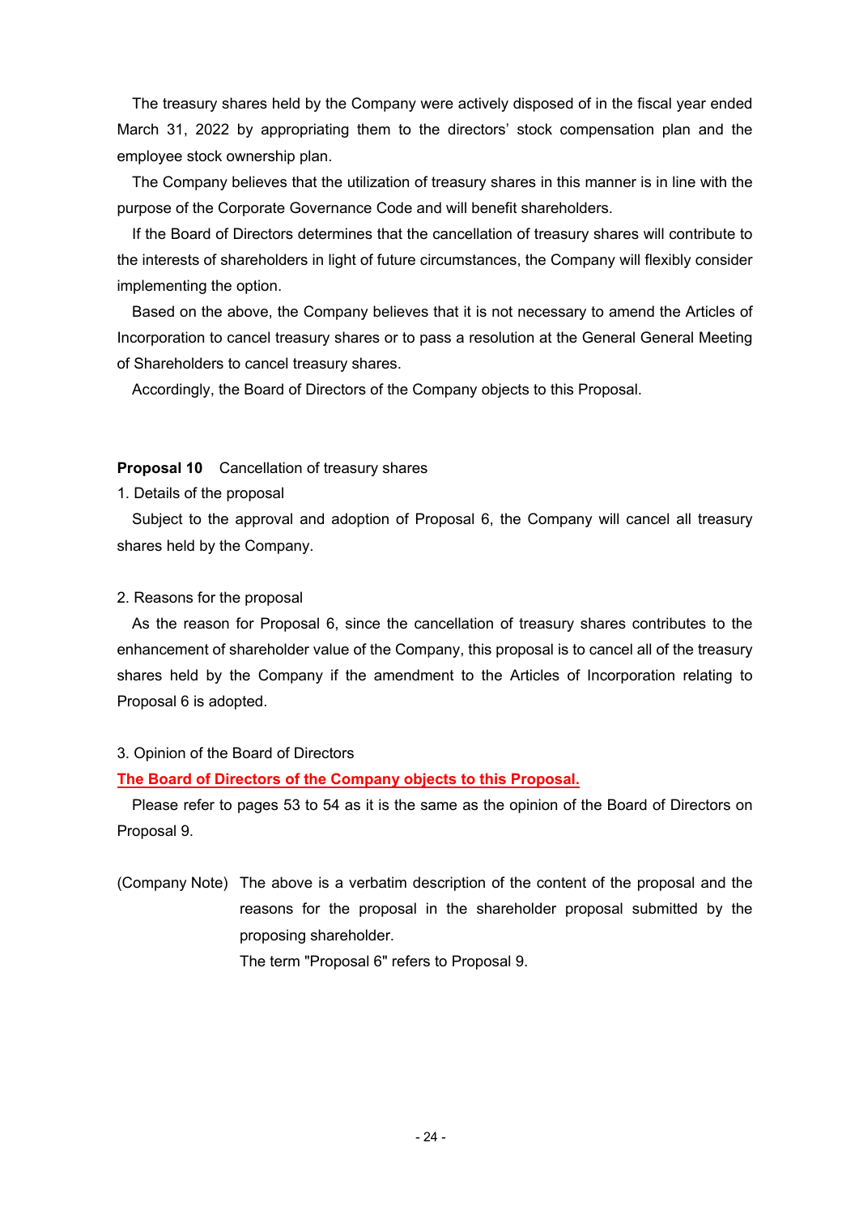The treasury shares held by the Company were actively disposed of in the fiscal year ended March 31, 2022 by appropriating them to the directors' stock compensation plan and the employee stock ownership plan.

The Company believes that the utilization of treasury shares in this manner is in line with the purpose of the Corporate Governance Code and will benefit shareholders.

If the Board of Directors determines that the cancellation of treasury shares will contribute to the interests of shareholders in light of future circumstances, the Company will flexibly consider implementing the option.

Based on the above, the Company believes that it is not necessary to amend the Articles of Incorporation to cancel treasury shares or to pass a resolution at the General General Meeting of Shareholders to cancel treasury shares.

Accordingly, the Board of Directors of the Company objects to this Proposal.

**Proposal 10** Cancellation of treasury shares

1. Details of the proposal

Subject to the approval and adoption of Proposal 6, the Company will cancel all treasury shares held by the Company.

2. Reasons for the proposal

As the reason for Proposal 6, since the cancellation of treasury shares contributes to the enhancement of shareholder value of the Company, this proposal is to cancel all of the treasury shares held by the Company if the amendment to the Articles of Incorporation relating to Proposal 6 is adopted.

3. Opinion of the Board of Directors

**The Board of Directors of the Company objects to this Proposal.**

Please refer to pages 53 to 54 as it is the same as the opinion of the Board of Directors on Proposal 9.

(Company Note) The above is a verbatim description of the content of the proposal and the reasons for the proposal in the shareholder proposal submitted by the proposing shareholder.
The term "Proposal 6" refers to Proposal 9.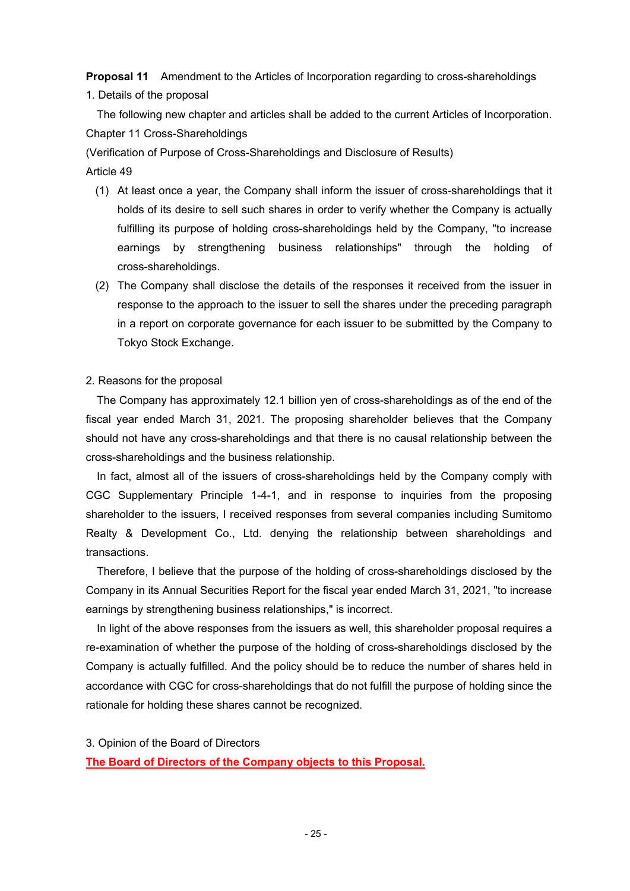**Proposal 11** Amendment to the Articles of Incorporation regarding to cross-shareholdings

1. Details of the proposal

The following new chapter and articles shall be added to the current Articles of Incorporation.

Chapter 11 Cross-Shareholdings

(Verification of Purpose of Cross-Shareholdings and Disclosure of Results)

Article 49

(1) At least once a year, the Company shall inform the issuer of cross-shareholdings that it holds of its desire to sell such shares in order to verify whether the Company is actually fulfilling its purpose of holding cross-shareholdings held by the Company, "to increase earnings by strengthening business relationships" through the holding of cross-shareholdings.

(2) The Company shall disclose the details of the responses it received from the issuer in response to the approach to the issuer to sell the shares under the preceding paragraph in a report on corporate governance for each issuer to be submitted by the Company to Tokyo Stock Exchange.

2. Reasons for the proposal

The Company has approximately 12.1 billion yen of cross-shareholdings as of the end of the fiscal year ended March 31, 2021. The proposing shareholder believes that the Company should not have any cross-shareholdings and that there is no causal relationship between the cross-shareholdings and the business relationship.

In fact, almost all of the issuers of cross-shareholdings held by the Company comply with CGC Supplementary Principle 1-4-1, and in response to inquiries from the proposing shareholder to the issuers, I received responses from several companies including Sumitomo Realty & Development Co., Ltd. denying the relationship between shareholdings and transactions.

Therefore, I believe that the purpose of the holding of cross-shareholdings disclosed by the Company in its Annual Securities Report for the fiscal year ended March 31, 2021, "to increase earnings by strengthening business relationships," is incorrect.

In light of the above responses from the issuers as well, this shareholder proposal requires a re-examination of whether the purpose of the holding of cross-shareholdings disclosed by the Company is actually fulfilled. And the policy should be to reduce the number of shares held in accordance with CGC for cross-shareholdings that do not fulfill the purpose of holding since the rationale for holding these shares cannot be recognized.

3. Opinion of the Board of Directors

**The Board of Directors of the Company objects to this Proposal.**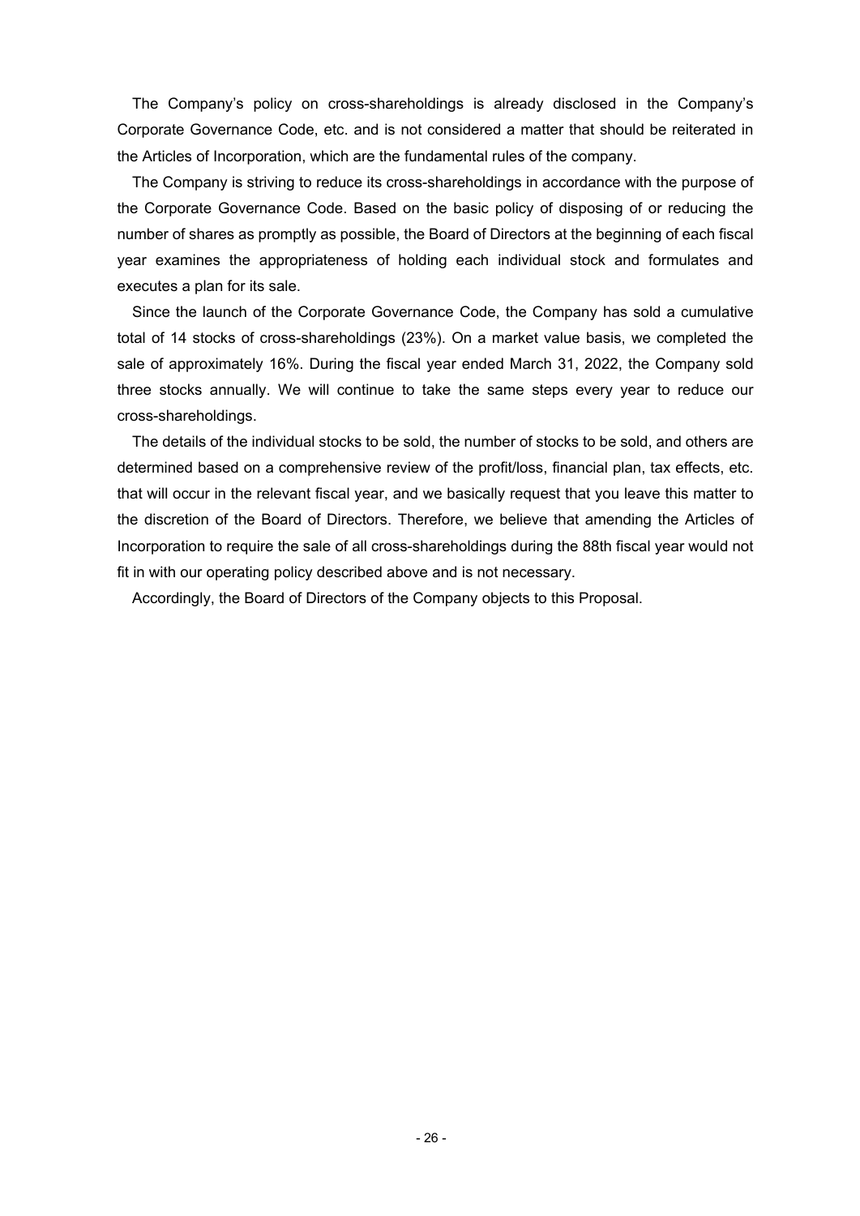The Company's policy on cross-shareholdings is already disclosed in the Company's Corporate Governance Code, etc. and is not considered a matter that should be reiterated in the Articles of Incorporation, which are the fundamental rules of the company.

The Company is striving to reduce its cross-shareholdings in accordance with the purpose of the Corporate Governance Code. Based on the basic policy of disposing of or reducing the number of shares as promptly as possible, the Board of Directors at the beginning of each fiscal year examines the appropriateness of holding each individual stock and formulates and executes a plan for its sale.

Since the launch of the Corporate Governance Code, the Company has sold a cumulative total of 14 stocks of cross-shareholdings (23%). On a market value basis, we completed the sale of approximately 16%. During the fiscal year ended March 31, 2022, the Company sold three stocks annually. We will continue to take the same steps every year to reduce our cross-shareholdings.

The details of the individual stocks to be sold, the number of stocks to be sold, and others are determined based on a comprehensive review of the profit/loss, financial plan, tax effects, etc. that will occur in the relevant fiscal year, and we basically request that you leave this matter to the discretion of the Board of Directors. Therefore, we believe that amending the Articles of Incorporation to require the sale of all cross-shareholdings during the 88th fiscal year would not fit in with our operating policy described above and is not necessary.

Accordingly, the Board of Directors of the Company objects to this Proposal.